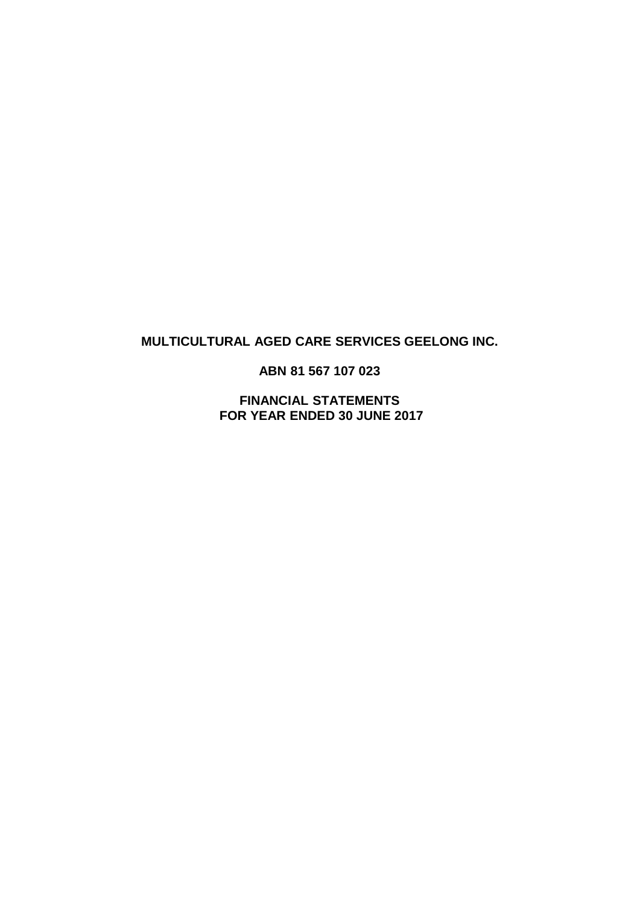# MULTICULTURAL AGED CARE SERVICES GEELONG INC.

## ABN 81 567 107 023

## FINANCIAL STATEMENTS
## FOR YEAR ENDED 30 JUNE 2017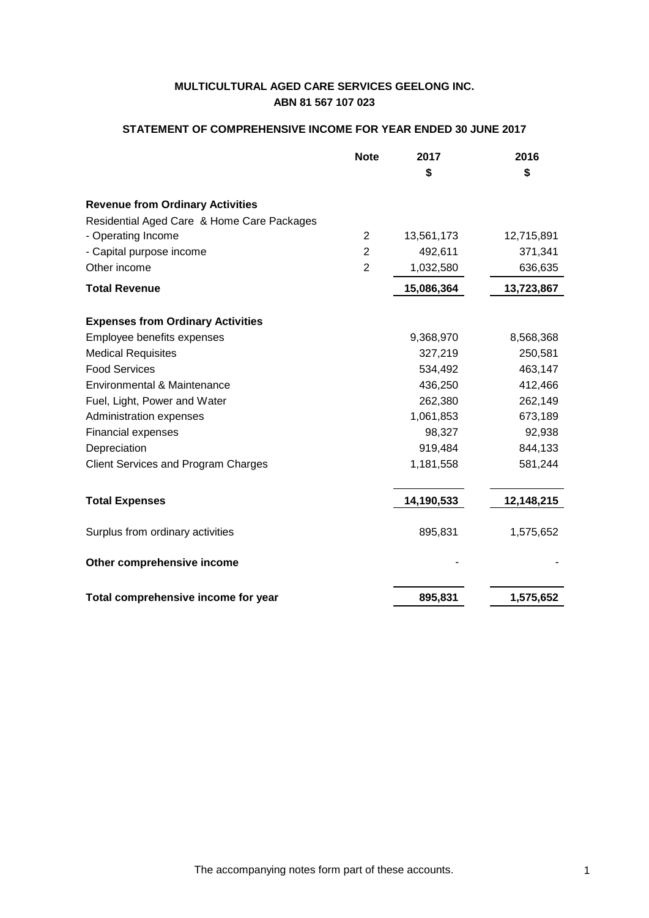**MULTICULTURAL AGED CARE SERVICES GEELONG INC.**
**ABN 81 567 107 023**

**STATEMENT OF COMPREHENSIVE INCOME FOR YEAR ENDED 30 JUNE 2017**

| | Note | 2017 | 2016 |
|---|---|---|---|
| | | $ | $ |
| **Revenue from Ordinary Activities** | | | |
| Residential Aged Care & Home Care Packages | | | |
| - Operating Income | 2 | 13,561,173 | 12,715,891 |
| - Capital purpose income | 2 | 492,611 | 371,341 |
| Other income | 2 | 1,032,580 | 636,635 |
| **Total Revenue** | | **15,086,364** | **13,723,867** |
| **Expenses from Ordinary Activities** | | | |
| Employee benefits expenses | | 9,368,970 | 8,568,368 |
| Medical Requisites | | 327,219 | 250,581 |
| Food Services | | 534,492 | 463,147 |
| Environmental & Maintenance | | 436,250 | 412,466 |
| Fuel, Light, Power and Water | | 262,380 | 262,149 |
| Administration expenses | | 1,061,853 | 673,189 |
| Financial expenses | | 98,327 | 92,938 |
| Depreciation | | 919,484 | 844,133 |
| Client Services and Program Charges | | 1,181,558 | 581,244 |
| **Total Expenses** | | **14,190,533** | **12,148,215** |
| Surplus from ordinary activities | | 895,831 | 1,575,652 |
| **Other comprehensive income** | | - | - |
| **Total comprehensive income for year** | | **895,831** | **1,575,652** |

The accompanying notes form part of these accounts.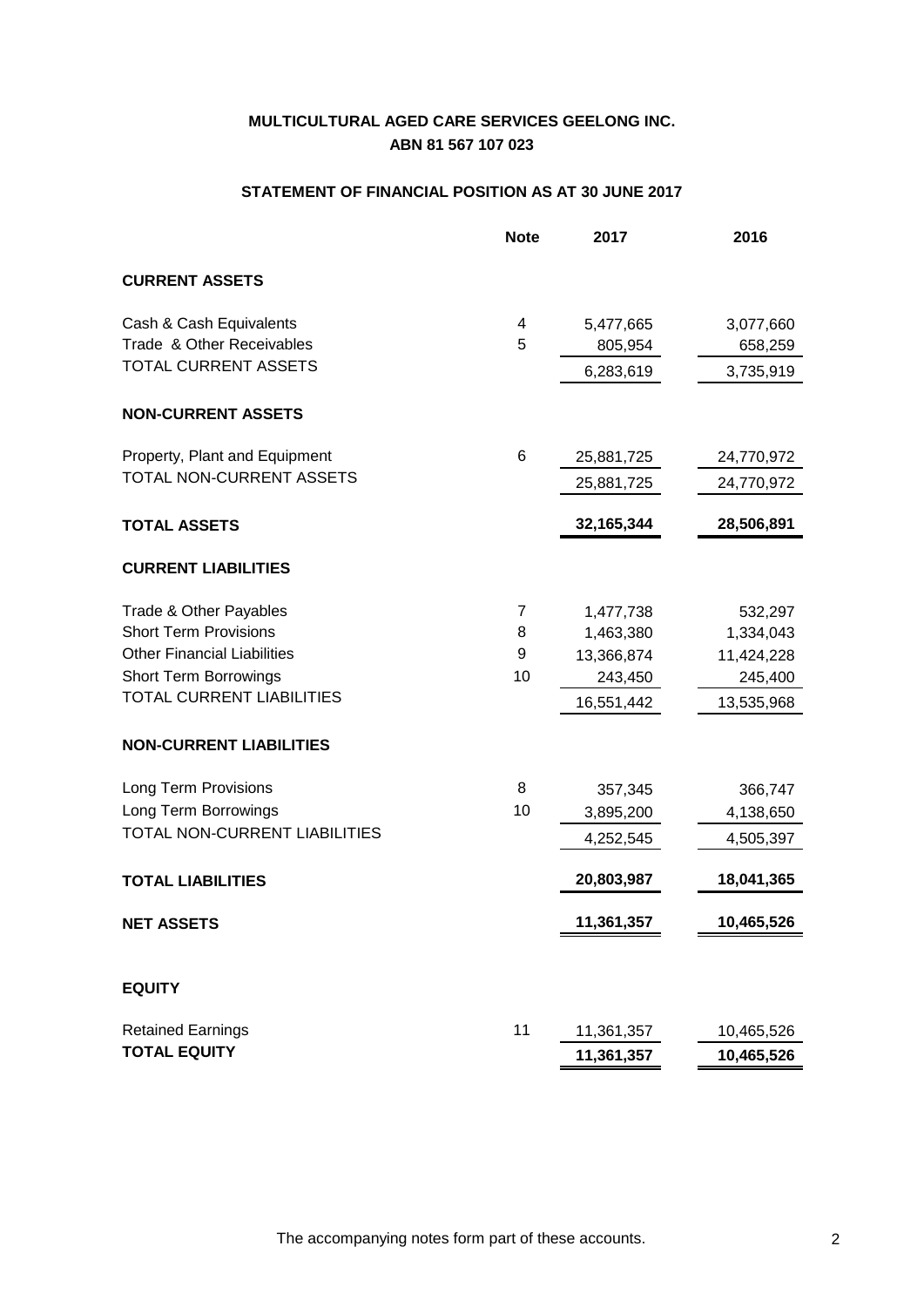**MULTICULTURAL AGED CARE SERVICES GEELONG INC.**
**ABN 81 567 107 023**

**STATEMENT OF FINANCIAL POSITION AS AT 30 JUNE 2017**

| | Note | 2017 | 2016 |
|---|---|---|---|
| **CURRENT ASSETS** | | | |
| Cash & Cash Equivalents | 4 | 5,477,665 | 3,077,660 |
| Trade & Other Receivables | 5 | 805,954 | 658,259 |
| TOTAL CURRENT ASSETS | | 6,283,619 | 3,735,919 |
| **NON-CURRENT ASSETS** | | | |
| Property, Plant and Equipment | 6 | 25,881,725 | 24,770,972 |
| TOTAL NON-CURRENT ASSETS | | 25,881,725 | 24,770,972 |
| **TOTAL ASSETS** | | **32,165,344** | **28,506,891** |
| **CURRENT LIABILITIES** | | | |
| Trade & Other Payables | 7 | 1,477,738 | 532,297 |
| Short Term Provisions | 8 | 1,463,380 | 1,334,043 |
| Other Financial Liabilities | 9 | 13,366,874 | 11,424,228 |
| Short Term Borrowings | 10 | 243,450 | 245,400 |
| TOTAL CURRENT LIABILITIES | | 16,551,442 | 13,535,968 |
| **NON-CURRENT LIABILITIES** | | | |
| Long Term Provisions | 8 | 357,345 | 366,747 |
| Long Term Borrowings | 10 | 3,895,200 | 4,138,650 |
| TOTAL NON-CURRENT LIABILITIES | | 4,252,545 | 4,505,397 |
| **TOTAL LIABILITIES** | | **20,803,987** | **18,041,365** |
| **NET ASSETS** | | **11,361,357** | **10,465,526** |
| **EQUITY** | | | |
| Retained Earnings | 11 | 11,361,357 | 10,465,526 |
| **TOTAL EQUITY** | | **11,361,357** | **10,465,526** |

The accompanying notes form part of these accounts.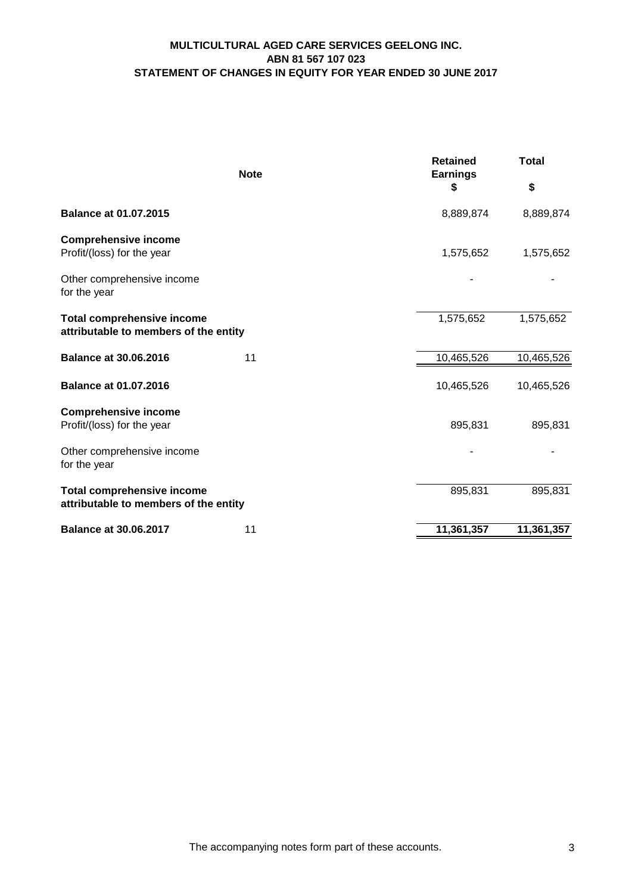**MULTICULTURAL AGED CARE SERVICES GEELONG INC.**
**ABN 81 567 107 023**
**STATEMENT OF CHANGES IN EQUITY FOR YEAR ENDED 30 JUNE 2017**

| | Note | Retained Earnings $ | Total $ |
|---|---|---|---|
| **Balance at 01.07.2015** | | 8,889,874 | 8,889,874 |
| **Comprehensive income** | | | |
| Profit/(loss) for the year | | 1,575,652 | 1,575,652 |
| Other comprehensive income for the year | | - | - |
| **Total comprehensive income attributable to members of the entity** | | 1,575,652 | 1,575,652 |
| **Balance at 30.06.2016** | 11 | 10,465,526 | 10,465,526 |
| **Balance at 01.07.2016** | | 10,465,526 | 10,465,526 |
| **Comprehensive income** | | | |
| Profit/(loss) for the year | | 895,831 | 895,831 |
| Other comprehensive income for the year | | - | - |
| **Total comprehensive income attributable to members of the entity** | | 895,831 | 895,831 |
| **Balance at 30.06.2017** | 11 | **11,361,357** | **11,361,357** |

The accompanying notes form part of these accounts.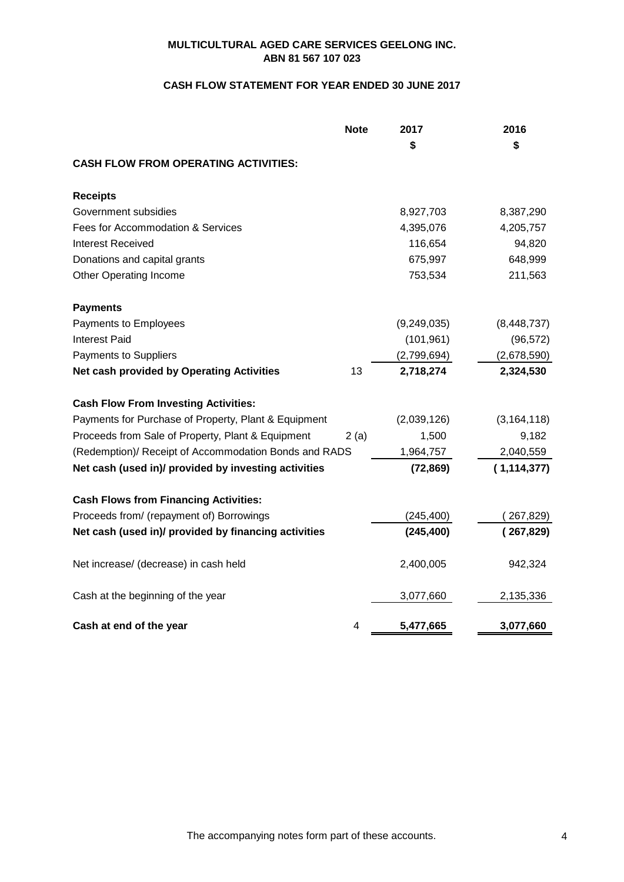**MULTICULTURAL AGED CARE SERVICES GEELONG INC.**
**ABN 81 567 107 023**

**CASH FLOW STATEMENT FOR YEAR ENDED 30 JUNE 2017**

| | Note | 2017 | 2016 |
|---|---|---|---|
| | | $ | $ |
| **CASH FLOW FROM OPERATING ACTIVITIES:** | | | |
| **Receipts** | | | |
| Government subsidies | | 8,927,703 | 8,387,290 |
| Fees for Accommodation & Services | | 4,395,076 | 4,205,757 |
| Interest Received | | 116,654 | 94,820 |
| Donations and capital grants | | 675,997 | 648,999 |
| Other Operating Income | | 753,534 | 211,563 |
| **Payments** | | | |
| Payments to Employees | | (9,249,035) | (8,448,737) |
| Interest Paid | | (101,961) | (96,572) |
| Payments to Suppliers | | (2,799,694) | (2,678,590) |
| **Net cash provided by Operating Activities** | 13 | **2,718,274** | **2,324,530** |
| **Cash Flow From Investing Activities:** | | | |
| Payments for Purchase of Property, Plant & Equipment | | (2,039,126) | (3,164,118) |
| Proceeds from Sale of Property, Plant & Equipment | 2 (a) | 1,500 | 9,182 |
| (Redemption)/ Receipt of Accommodation Bonds and RADS | | 1,964,757 | 2,040,559 |
| **Net cash (used in)/ provided by investing activities** | | **(72,869)** | **( 1,114,377)** |
| **Cash Flows from Financing Activities:** | | | |
| Proceeds from/ (repayment of) Borrowings | | (245,400) | ( 267,829) |
| **Net cash (used in)/ provided by financing activities** | | **(245,400)** | **( 267,829)** |
| Net increase/ (decrease) in cash held | | 2,400,005 | 942,324 |
| Cash at the beginning of the year | | 3,077,660 | 2,135,336 |
| **Cash at end of the year** | 4 | **5,477,665** | **3,077,660** |

The accompanying notes form part of these accounts.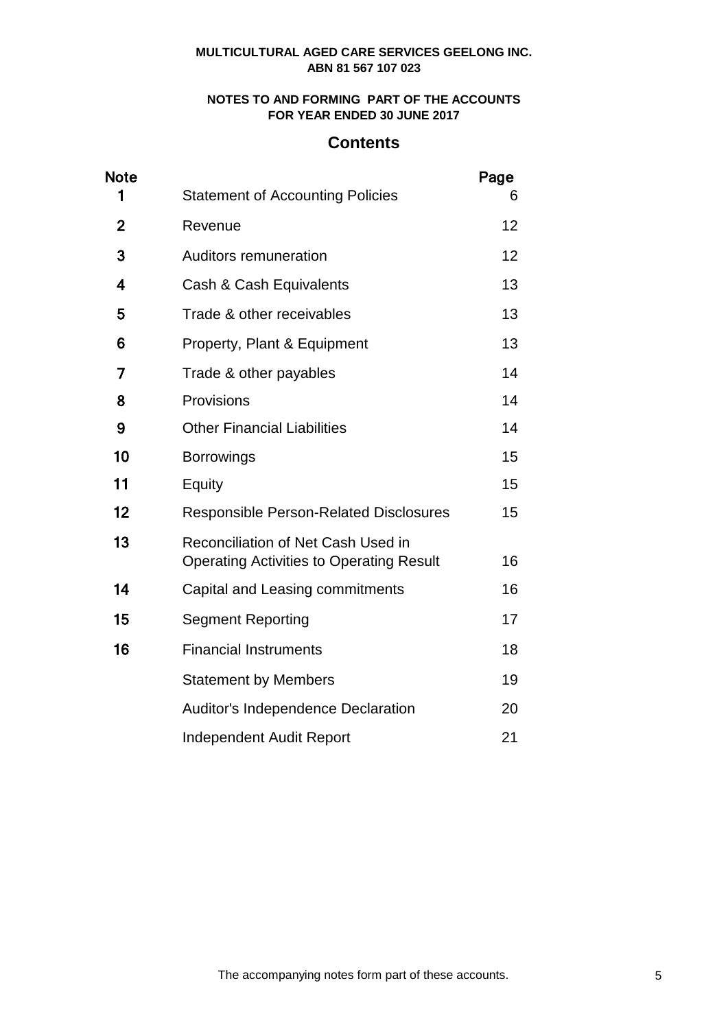**MULTICULTURAL AGED CARE SERVICES GEELONG INC.**
**ABN 81 567 107 023**

**NOTES TO AND FORMING PART OF THE ACCOUNTS**
**FOR YEAR ENDED 30 JUNE 2017**

## Contents

| Note | | Page |
|---|---|---|
| 1 | Statement of Accounting Policies | 6 |
| 2 | Revenue | 12 |
| 3 | Auditors remuneration | 12 |
| 4 | Cash & Cash Equivalents | 13 |
| 5 | Trade & other receivables | 13 |
| 6 | Property, Plant & Equipment | 13 |
| 7 | Trade & other payables | 14 |
| 8 | Provisions | 14 |
| 9 | Other Financial Liabilities | 14 |
| 10 | Borrowings | 15 |
| 11 | Equity | 15 |
| 12 | Responsible Person-Related Disclosures | 15 |
| 13 | Reconciliation of Net Cash Used in Operating Activities to Operating Result | 16 |
| 14 | Capital and Leasing commitments | 16 |
| 15 | Segment Reporting | 17 |
| 16 | Financial Instruments | 18 |
| | Statement by Members | 19 |
| | Auditor's Independence Declaration | 20 |
| | Independent Audit Report | 21 |

The accompanying notes form part of these accounts.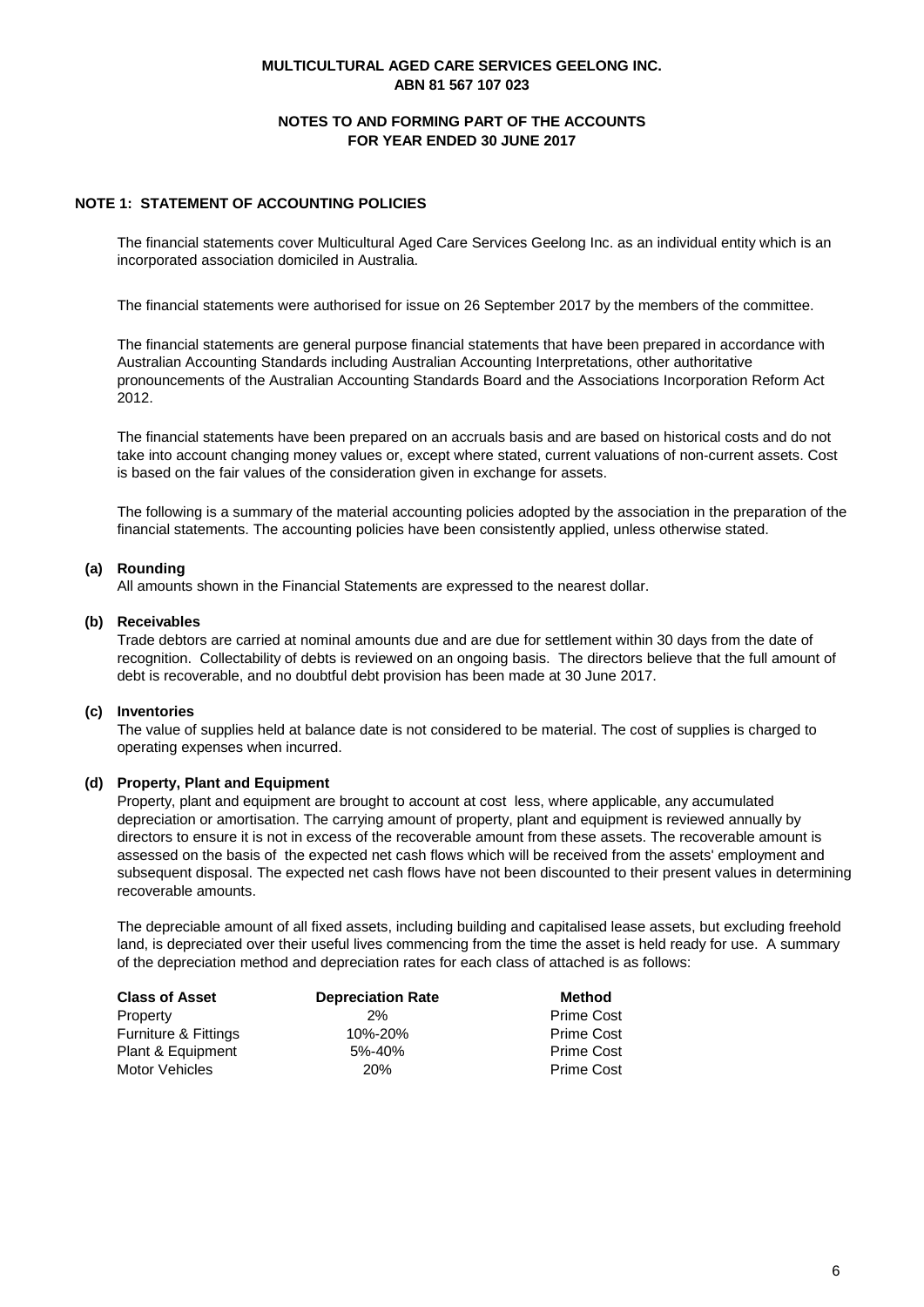**MULTICULTURAL AGED CARE SERVICES GEELONG INC.**
**ABN 81 567 107 023**

**NOTES TO AND FORMING PART OF THE ACCOUNTS**
**FOR YEAR ENDED 30 JUNE 2017**

## NOTE 1: STATEMENT OF ACCOUNTING POLICIES

The financial statements cover Multicultural Aged Care Services Geelong Inc. as an individual entity which is an incorporated association domiciled in Australia.

The financial statements were authorised for issue on 26 September 2017 by the members of the committee.

The financial statements are general purpose financial statements that have been prepared in accordance with Australian Accounting Standards including Australian Accounting Interpretations, other authoritative pronouncements of the Australian Accounting Standards Board and the Associations Incorporation Reform Act 2012.

The financial statements have been prepared on an accruals basis and are based on historical costs and do not take into account changing money values or, except where stated, current valuations of non-current assets. Cost is based on the fair values of the consideration given in exchange for assets.

The following is a summary of the material accounting policies adopted by the association in the preparation of the financial statements. The accounting policies have been consistently applied, unless otherwise stated.

### (a) Rounding

All amounts shown in the Financial Statements are expressed to the nearest dollar.

### (b) Receivables

Trade debtors are carried at nominal amounts due and are due for settlement within 30 days from the date of recognition. Collectability of debts is reviewed on an ongoing basis. The directors believe that the full amount of debt is recoverable, and no doubtful debt provision has been made at 30 June 2017.

### (c) Inventories

The value of supplies held at balance date is not considered to be material. The cost of supplies is charged to operating expenses when incurred.

### (d) Property, Plant and Equipment

Property, plant and equipment are brought to account at cost less, where applicable, any accumulated depreciation or amortisation. The carrying amount of property, plant and equipment is reviewed annually by directors to ensure it is not in excess of the recoverable amount from these assets. The recoverable amount is assessed on the basis of the expected net cash flows which will be received from the assets' employment and subsequent disposal. The expected net cash flows have not been discounted to their present values in determining recoverable amounts.

The depreciable amount of all fixed assets, including building and capitalised lease assets, but excluding freehold land, is depreciated over their useful lives commencing from the time the asset is held ready for use. A summary of the depreciation method and depreciation rates for each class of attached is as follows:

| Class of Asset | Depreciation Rate | Method |
|---|---|---|
| Property | 2% | Prime Cost |
| Furniture & Fittings | 10%-20% | Prime Cost |
| Plant & Equipment | 5%-40% | Prime Cost |
| Motor Vehicles | 20% | Prime Cost |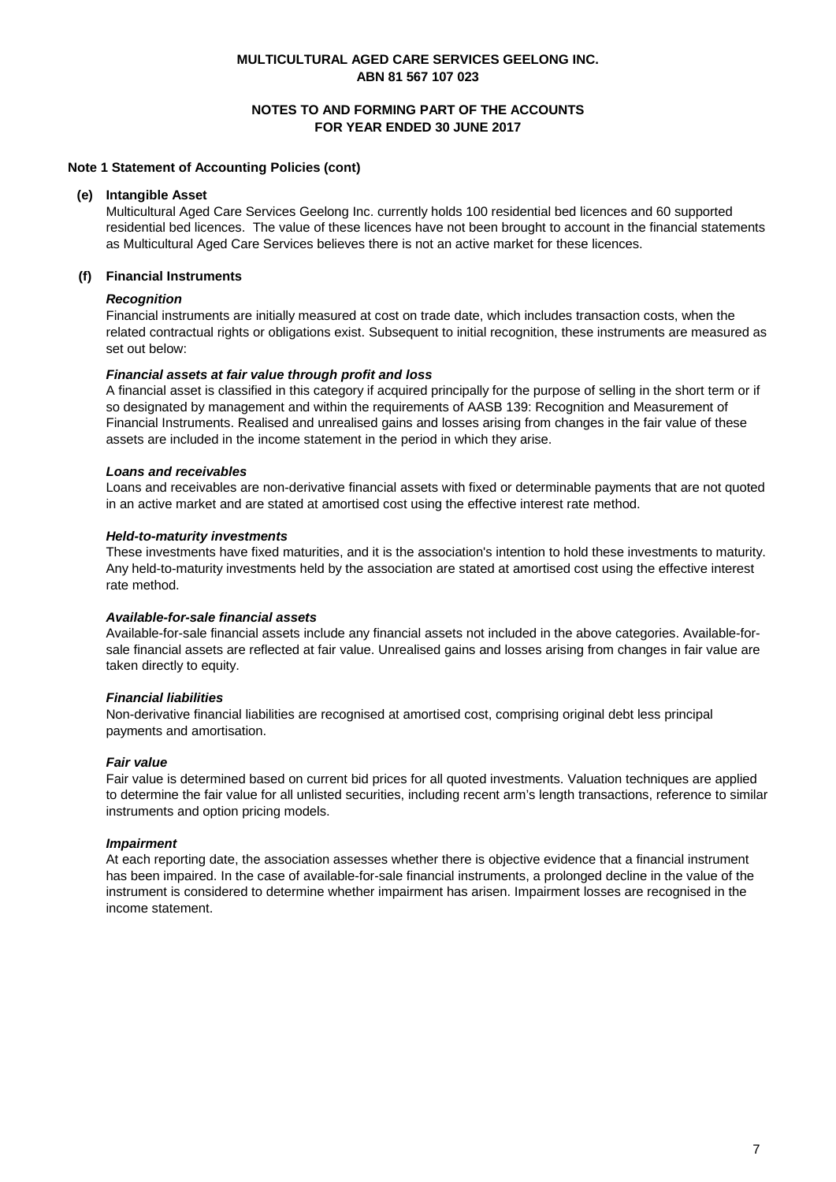**MULTICULTURAL AGED CARE SERVICES GEELONG INC.**
**ABN 81 567 107 023**

**NOTES TO AND FORMING PART OF THE ACCOUNTS**
**FOR YEAR ENDED 30 JUNE 2017**

**Note 1 Statement of Accounting Policies (cont)**

**(e) Intangible Asset**

Multicultural Aged Care Services Geelong Inc. currently holds 100 residential bed licences and 60 supported residential bed licences. The value of these licences have not been brought to account in the financial statements as Multicultural Aged Care Services believes there is not an active market for these licences.

**(f) Financial Instruments**

***Recognition***

Financial instruments are initially measured at cost on trade date, which includes transaction costs, when the related contractual rights or obligations exist. Subsequent to initial recognition, these instruments are measured as set out below:

***Financial assets at fair value through profit and loss***

A financial asset is classified in this category if acquired principally for the purpose of selling in the short term or if so designated by management and within the requirements of AASB 139: Recognition and Measurement of Financial Instruments. Realised and unrealised gains and losses arising from changes in the fair value of these assets are included in the income statement in the period in which they arise.

***Loans and receivables***

Loans and receivables are non-derivative financial assets with fixed or determinable payments that are not quoted in an active market and are stated at amortised cost using the effective interest rate method.

***Held-to-maturity investments***

These investments have fixed maturities, and it is the association's intention to hold these investments to maturity. Any held-to-maturity investments held by the association are stated at amortised cost using the effective interest rate method.

***Available-for-sale financial assets***

Available-for-sale financial assets include any financial assets not included in the above categories. Available-for-sale financial assets are reflected at fair value. Unrealised gains and losses arising from changes in fair value are taken directly to equity.

***Financial liabilities***

Non-derivative financial liabilities are recognised at amortised cost, comprising original debt less principal payments and amortisation.

***Fair value***

Fair value is determined based on current bid prices for all quoted investments. Valuation techniques are applied to determine the fair value for all unlisted securities, including recent arm's length transactions, reference to similar instruments and option pricing models.

***Impairment***

At each reporting date, the association assesses whether there is objective evidence that a financial instrument has been impaired. In the case of available-for-sale financial instruments, a prolonged decline in the value of the instrument is considered to determine whether impairment has arisen. Impairment losses are recognised in the income statement.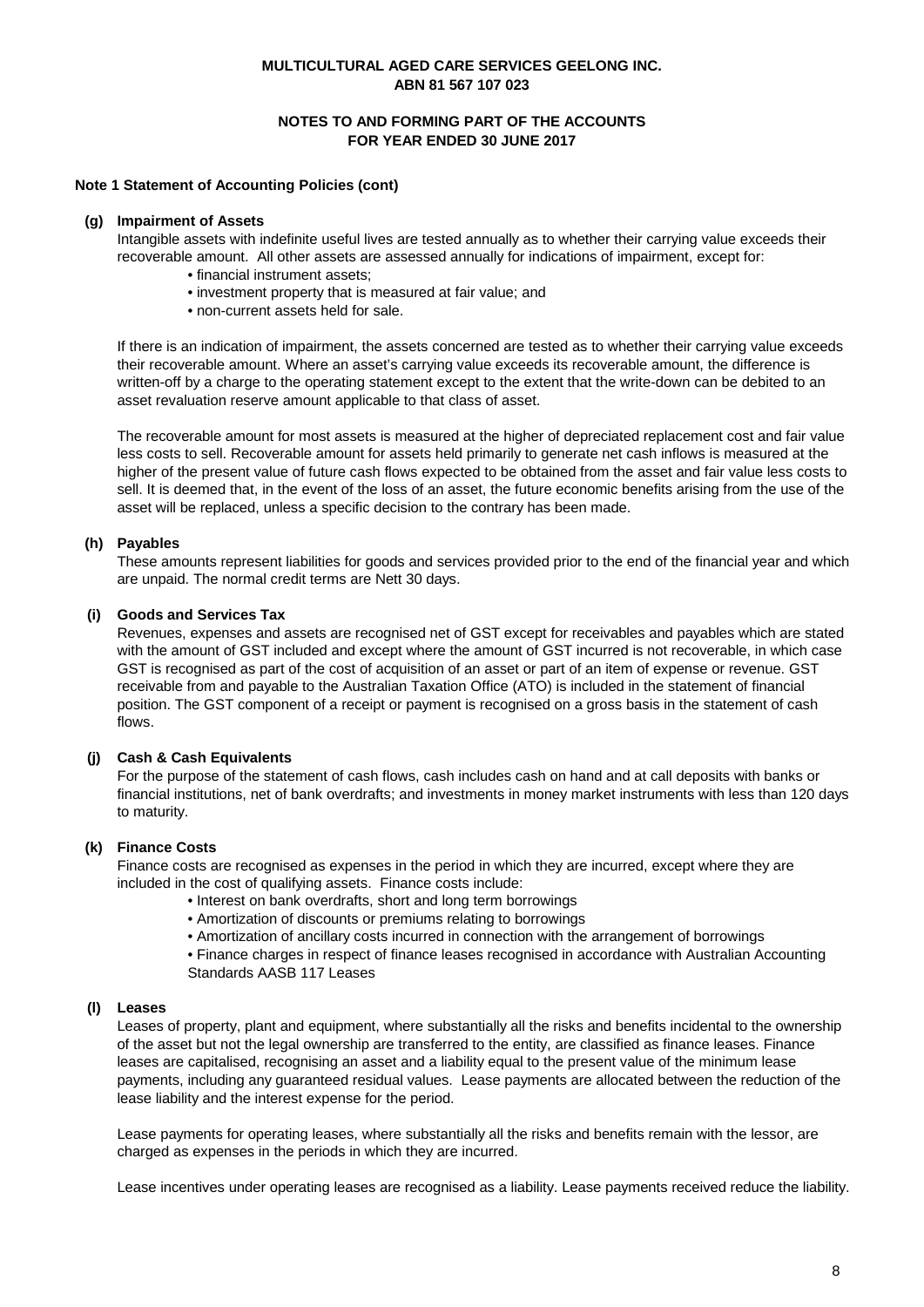**MULTICULTURAL AGED CARE SERVICES GEELONG INC.**
**ABN 81 567 107 023**

**NOTES TO AND FORMING PART OF THE ACCOUNTS**
**FOR YEAR ENDED 30 JUNE 2017**

**Note 1 Statement of Accounting Policies (cont)**

**(g) Impairment of Assets**

Intangible assets with indefinite useful lives are tested annually as to whether their carrying value exceeds their recoverable amount. All other assets are assessed annually for indications of impairment, except for:

- financial instrument assets;
- investment property that is measured at fair value; and
- non-current assets held for sale.

If there is an indication of impairment, the assets concerned are tested as to whether their carrying value exceeds their recoverable amount. Where an asset's carrying value exceeds its recoverable amount, the difference is written-off by a charge to the operating statement except to the extent that the write-down can be debited to an asset revaluation reserve amount applicable to that class of asset.

The recoverable amount for most assets is measured at the higher of depreciated replacement cost and fair value less costs to sell. Recoverable amount for assets held primarily to generate net cash inflows is measured at the higher of the present value of future cash flows expected to be obtained from the asset and fair value less costs to sell. It is deemed that, in the event of the loss of an asset, the future economic benefits arising from the use of the asset will be replaced, unless a specific decision to the contrary has been made.

**(h) Payables**

These amounts represent liabilities for goods and services provided prior to the end of the financial year and which are unpaid. The normal credit terms are Nett 30 days.

**(i) Goods and Services Tax**

Revenues, expenses and assets are recognised net of GST except for receivables and payables which are stated with the amount of GST included and except where the amount of GST incurred is not recoverable, in which case GST is recognised as part of the cost of acquisition of an asset or part of an item of expense or revenue. GST receivable from and payable to the Australian Taxation Office (ATO) is included in the statement of financial position. The GST component of a receipt or payment is recognised on a gross basis in the statement of cash flows.

**(j) Cash & Cash Equivalents**

For the purpose of the statement of cash flows, cash includes cash on hand and at call deposits with banks or financial institutions, net of bank overdrafts; and investments in money market instruments with less than 120 days to maturity.

**(k) Finance Costs**

Finance costs are recognised as expenses in the period in which they are incurred, except where they are included in the cost of qualifying assets. Finance costs include:

- Interest on bank overdrafts, short and long term borrowings
- Amortization of discounts or premiums relating to borrowings
- Amortization of ancillary costs incurred in connection with the arrangement of borrowings
- Finance charges in respect of finance leases recognised in accordance with Australian Accounting Standards AASB 117 Leases

**(l) Leases**

Leases of property, plant and equipment, where substantially all the risks and benefits incidental to the ownership of the asset but not the legal ownership are transferred to the entity, are classified as finance leases. Finance leases are capitalised, recognising an asset and a liability equal to the present value of the minimum lease payments, including any guaranteed residual values. Lease payments are allocated between the reduction of the lease liability and the interest expense for the period.

Lease payments for operating leases, where substantially all the risks and benefits remain with the lessor, are charged as expenses in the periods in which they are incurred.

Lease incentives under operating leases are recognised as a liability. Lease payments received reduce the liability.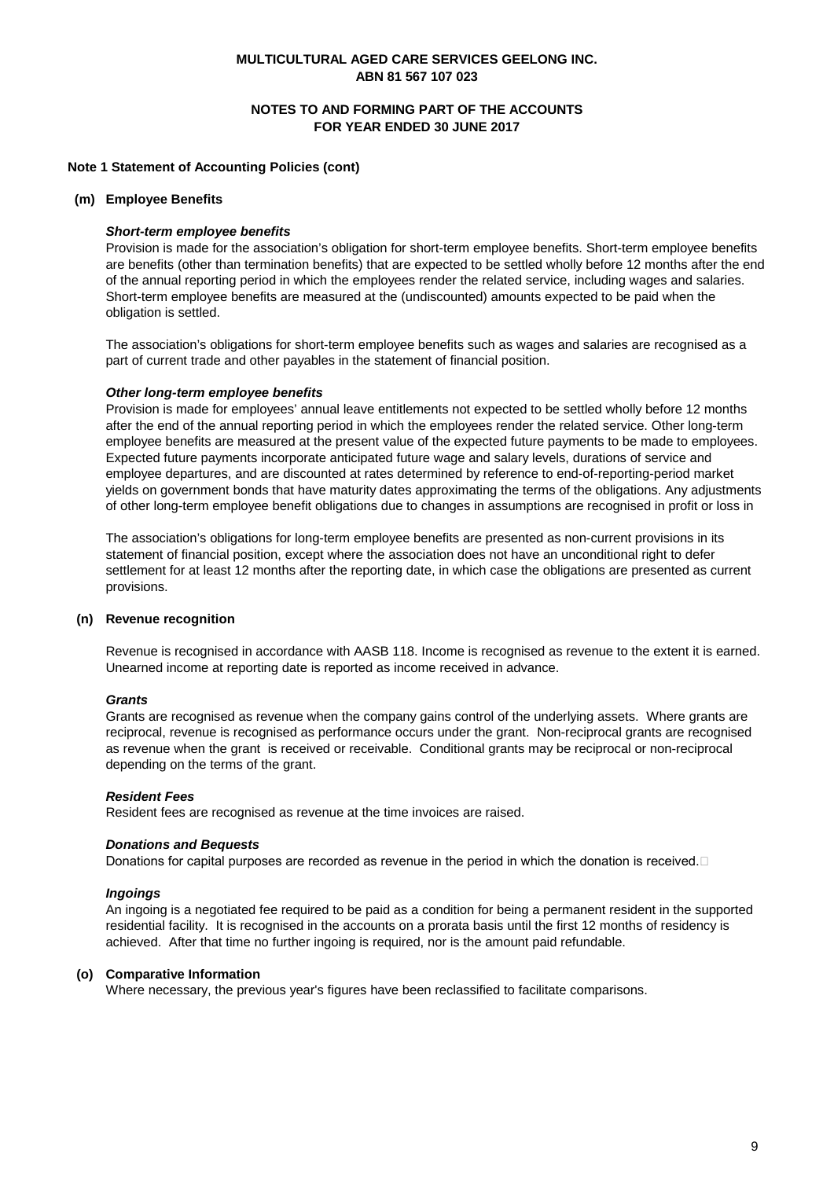**MULTICULTURAL AGED CARE SERVICES GEELONG INC.**
**ABN 81 567 107 023**

**NOTES TO AND FORMING PART OF THE ACCOUNTS**
**FOR YEAR ENDED 30 JUNE 2017**

**Note 1 Statement of Accounting Policies (cont)**

**(m) Employee Benefits**

***Short-term employee benefits***

Provision is made for the association's obligation for short-term employee benefits. Short-term employee benefits are benefits (other than termination benefits) that are expected to be settled wholly before 12 months after the end of the annual reporting period in which the employees render the related service, including wages and salaries. Short-term employee benefits are measured at the (undiscounted) amounts expected to be paid when the obligation is settled.

The association's obligations for short-term employee benefits such as wages and salaries are recognised as a part of current trade and other payables in the statement of financial position.

***Other long-term employee benefits***

Provision is made for employees' annual leave entitlements not expected to be settled wholly before 12 months after the end of the annual reporting period in which the employees render the related service. Other long-term employee benefits are measured at the present value of the expected future payments to be made to employees. Expected future payments incorporate anticipated future wage and salary levels, durations of service and employee departures, and are discounted at rates determined by reference to end-of-reporting-period market yields on government bonds that have maturity dates approximating the terms of the obligations. Any adjustments of other long-term employee benefit obligations due to changes in assumptions are recognised in profit or loss in

The association's obligations for long-term employee benefits are presented as non-current provisions in its statement of financial position, except where the association does not have an unconditional right to defer settlement for at least 12 months after the reporting date, in which case the obligations are presented as current provisions.

**(n) Revenue recognition**

Revenue is recognised in accordance with AASB 118. Income is recognised as revenue to the extent it is earned. Unearned income at reporting date is reported as income received in advance.

***Grants***

Grants are recognised as revenue when the company gains control of the underlying assets. Where grants are reciprocal, revenue is recognised as performance occurs under the grant. Non-reciprocal grants are recognised as revenue when the grant is received or receivable. Conditional grants may be reciprocal or non-reciprocal depending on the terms of the grant.

***Resident Fees***

Resident fees are recognised as revenue at the time invoices are raised.

***Donations and Bequests***

Donations for capital purposes are recorded as revenue in the period in which the donation is received.

***Ingoings***

An ingoing is a negotiated fee required to be paid as a condition for being a permanent resident in the supported residential facility. It is recognised in the accounts on a prorata basis until the first 12 months of residency is achieved. After that time no further ingoing is required, nor is the amount paid refundable.

**(o) Comparative Information**

Where necessary, the previous year's figures have been reclassified to facilitate comparisons.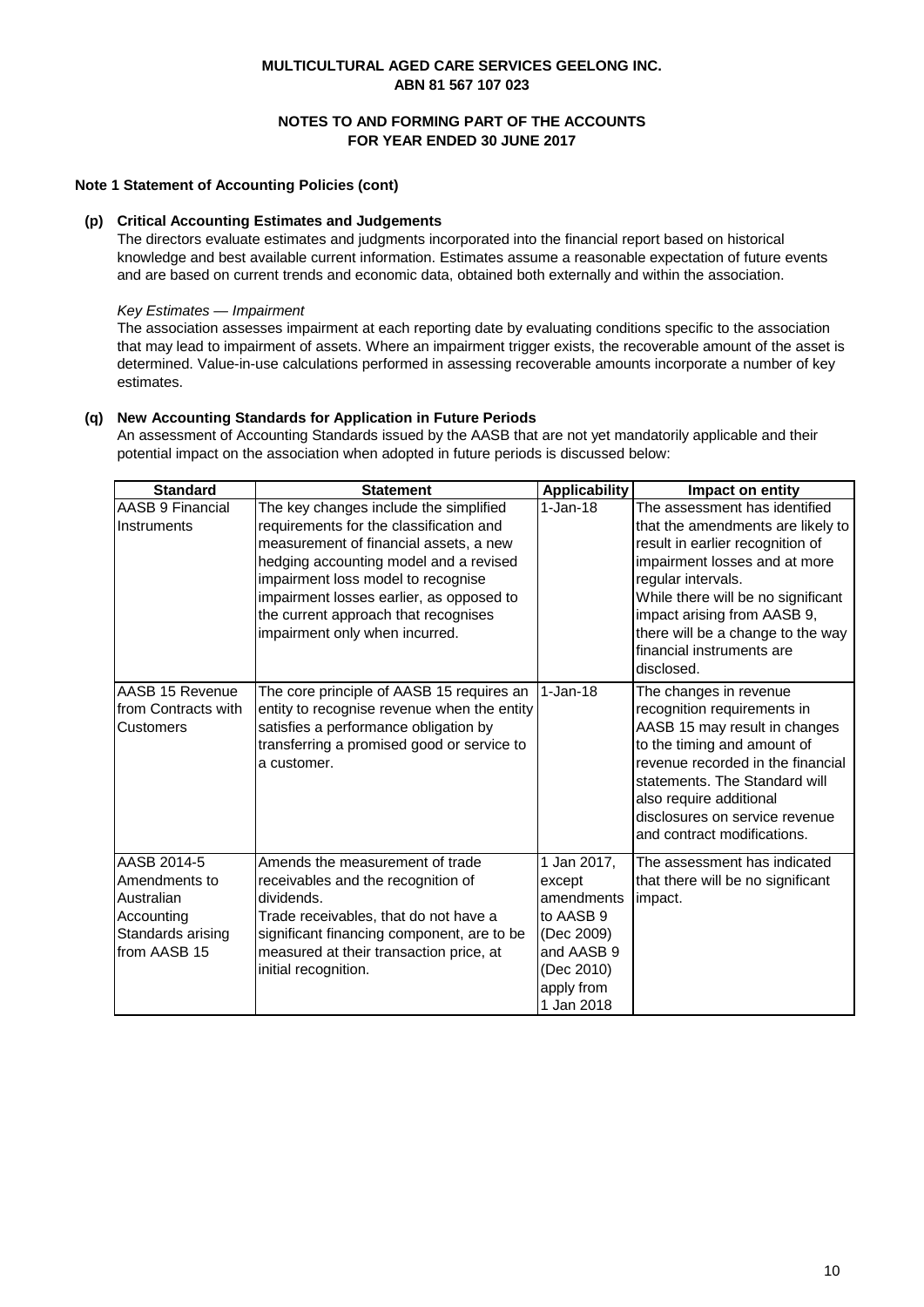**MULTICULTURAL AGED CARE SERVICES GEELONG INC.**
**ABN 81 567 107 023**

**NOTES TO AND FORMING PART OF THE ACCOUNTS**
**FOR YEAR ENDED 30 JUNE 2017**

**Note 1 Statement of Accounting Policies (cont)**

**(p) Critical Accounting Estimates and Judgements**

The directors evaluate estimates and judgments incorporated into the financial report based on historical knowledge and best available current information. Estimates assume a reasonable expectation of future events and are based on current trends and economic data, obtained both externally and within the association.

*Key Estimates — Impairment*

The association assesses impairment at each reporting date by evaluating conditions specific to the association that may lead to impairment of assets. Where an impairment trigger exists, the recoverable amount of the asset is determined. Value-in-use calculations performed in assessing recoverable amounts incorporate a number of key estimates.

**(q) New Accounting Standards for Application in Future Periods**

An assessment of Accounting Standards issued by the AASB that are not yet mandatorily applicable and their potential impact on the association when adopted in future periods is discussed below:

| Standard | Statement | Applicability | Impact on entity |
|---|---|---|---|
| AASB 9 Financial Instruments | The key changes include the simplified requirements for the classification and measurement of financial assets, a new hedging accounting model and a revised impairment loss model to recognise impairment losses earlier, as opposed to the current approach that recognises impairment only when incurred. | 1-Jan-18 | The assessment has identified that the amendments are likely to result in earlier recognition of impairment losses and at more regular intervals. While there will be no significant impact arising from AASB 9, there will be a change to the way financial instruments are disclosed. |
| AASB 15 Revenue from Contracts with Customers | The core principle of AASB 15 requires an entity to recognise revenue when the entity satisfies a performance obligation by transferring a promised good or service to a customer. | 1-Jan-18 | The changes in revenue recognition requirements in AASB 15 may result in changes to the timing and amount of revenue recorded in the financial statements. The Standard will also require additional disclosures on service revenue and contract modifications. |
| AASB 2014-5 Amendments to Australian Accounting Standards arising from AASB 15 | Amends the measurement of trade receivables and the recognition of dividends. Trade receivables, that do not have a significant financing component, are to be measured at their transaction price, at initial recognition. | 1 Jan 2017, except amendments to AASB 9 (Dec 2009) and AASB 9 (Dec 2010) apply from 1 Jan 2018 | The assessment has indicated that there will be no significant impact. |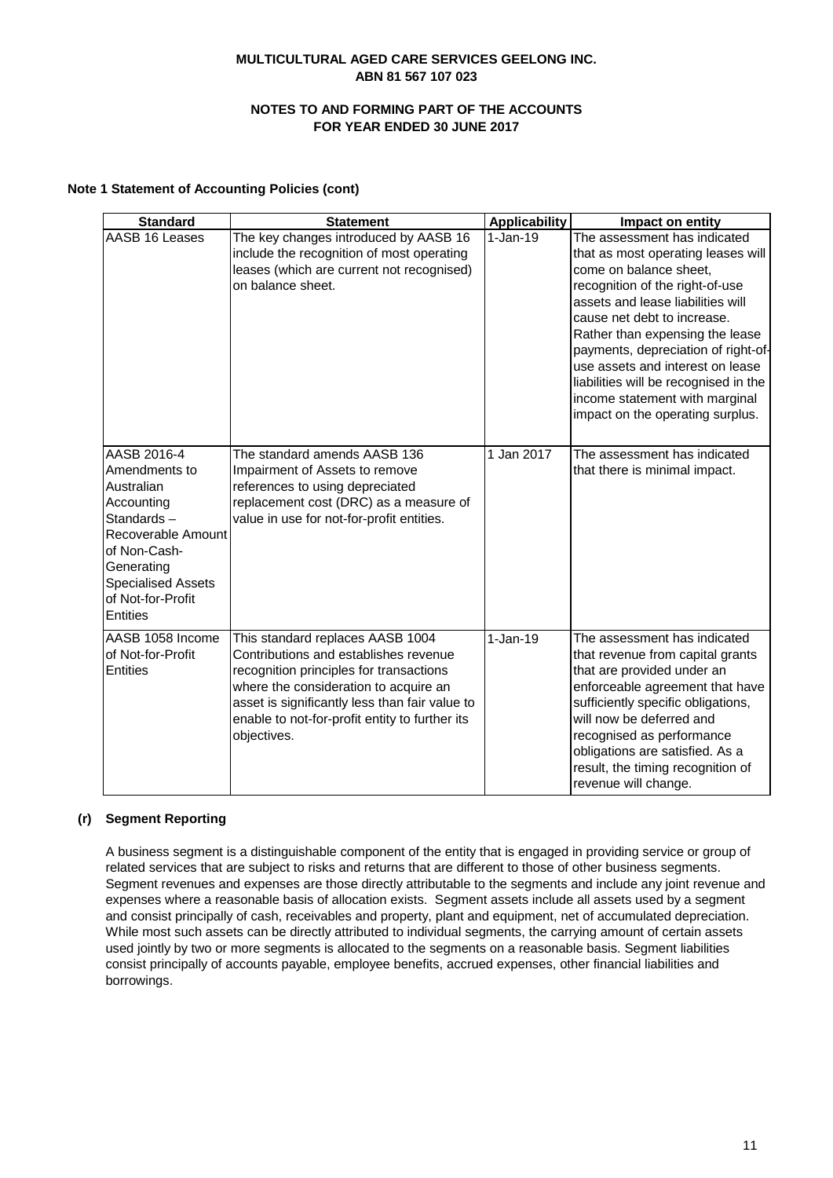**MULTICULTURAL AGED CARE SERVICES GEELONG INC.**
**ABN 81 567 107 023**

**NOTES TO AND FORMING PART OF THE ACCOUNTS**
**FOR YEAR ENDED 30 JUNE 2017**

**Note 1 Statement of Accounting Policies (cont)**

| Standard | Statement | Applicability | Impact on entity |
|---|---|---|---|
| AASB 16 Leases | The key changes introduced by AASB 16 include the recognition of most operating leases (which are current not recognised) on balance sheet. | 1-Jan-19 | The assessment has indicated that as most operating leases will come on balance sheet, recognition of the right-of-use assets and lease liabilities will cause net debt to increase. Rather than expensing the lease payments, depreciation of right-of-use assets and interest on lease liabilities will be recognised in the income statement with marginal impact on the operating surplus. |
| AASB 2016-4 Amendments to Australian Accounting Standards – Recoverable Amount of Non-Cash-Generating Specialised Assets of Not-for-Profit Entities | The standard amends AASB 136 Impairment of Assets to remove references to using depreciated replacement cost (DRC) as a measure of value in use for not-for-profit entities. | 1 Jan 2017 | The assessment has indicated that there is minimal impact. |
| AASB 1058 Income of Not-for-Profit Entities | This standard replaces AASB 1004 Contributions and establishes revenue recognition principles for transactions where the consideration to acquire an asset is significantly less than fair value to enable to not-for-profit entity to further its objectives. | 1-Jan-19 | The assessment has indicated that revenue from capital grants that are provided under an enforceable agreement that have sufficiently specific obligations, will now be deferred and recognised as performance obligations are satisfied. As a result, the timing recognition of revenue will change. |

**(r) Segment Reporting**

A business segment is a distinguishable component of the entity that is engaged in providing service or group of related services that are subject to risks and returns that are different to those of other business segments. Segment revenues and expenses are those directly attributable to the segments and include any joint revenue and expenses where a reasonable basis of allocation exists. Segment assets include all assets used by a segment and consist principally of cash, receivables and property, plant and equipment, net of accumulated depreciation. While most such assets can be directly attributed to individual segments, the carrying amount of certain assets used jointly by two or more segments is allocated to the segments on a reasonable basis. Segment liabilities consist principally of accounts payable, employee benefits, accrued expenses, other financial liabilities and borrowings.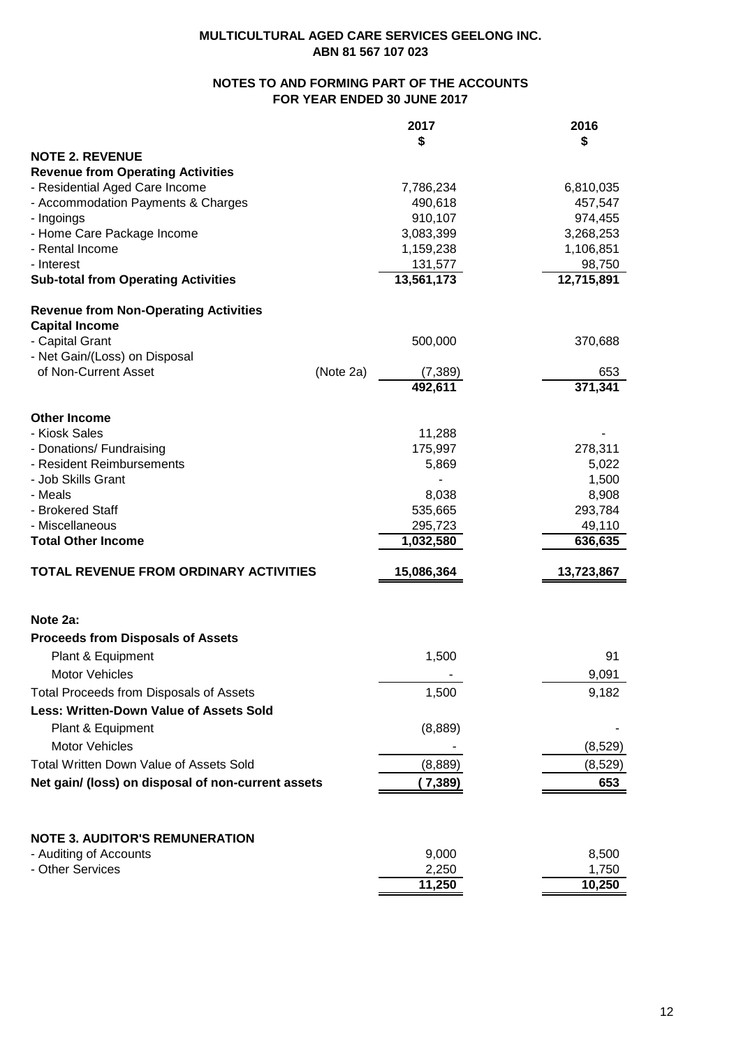**MULTICULTURAL AGED CARE SERVICES GEELONG INC.**
**ABN 81 567 107 023**

**NOTES TO AND FORMING PART OF THE ACCOUNTS**
**FOR YEAR ENDED 30 JUNE 2017**

| | | 2017<br>$ | 2016<br>$ |
|---|---|---|---|
| **NOTE 2. REVENUE** | | | |
| **Revenue from Operating Activities** | | | |
| - Residential Aged Care Income | | 7,786,234 | 6,810,035 |
| - Accommodation Payments & Charges | | 490,618 | 457,547 |
| - Ingoings | | 910,107 | 974,455 |
| - Home Care Package Income | | 3,083,399 | 3,268,253 |
| - Rental Income | | 1,159,238 | 1,106,851 |
| - Interest | | 131,577 | 98,750 |
| **Sub-total from Operating Activities** | | **13,561,173** | **12,715,891** |
| **Revenue from Non-Operating Activities** | | | |
| **Capital Income** | | | |
| - Capital Grant | | 500,000 | 370,688 |
| - Net Gain/(Loss) on Disposal of Non-Current Asset | (Note 2a) | (7,389) | 653 |
| | | **492,611** | **371,341** |
| **Other Income** | | | |
| - Kiosk Sales | | 11,288 | - |
| - Donations/ Fundraising | | 175,997 | 278,311 |
| - Resident Reimbursements | | 5,869 | 5,022 |
| - Job Skills Grant | | - | 1,500 |
| - Meals | | 8,038 | 8,908 |
| - Brokered Staff | | 535,665 | 293,784 |
| - Miscellaneous | | 295,723 | 49,110 |
| **Total Other Income** | | **1,032,580** | **636,635** |
| **TOTAL REVENUE FROM ORDINARY ACTIVITIES** | | **15,086,364** | **13,723,867** |

**Note 2a:**

| | 2017 | 2016 |
|---|---|---|
| **Proceeds from Disposals of Assets** | | |
| Plant & Equipment | 1,500 | 91 |
| Motor Vehicles | - | 9,091 |
| Total Proceeds from Disposals of Assets | 1,500 | 9,182 |
| **Less: Written-Down Value of Assets Sold** | | |
| Plant & Equipment | (8,889) | - |
| Motor Vehicles | - | (8,529) |
| Total Written Down Value of Assets Sold | (8,889) | (8,529) |
| **Net gain/ (loss) on disposal of non-current assets** | **( 7,389)** | **653** |

**NOTE 3. AUDITOR'S REMUNERATION**

| | 2017 | 2016 |
|---|---|---|
| - Auditing of Accounts | 9,000 | 8,500 |
| - Other Services | 2,250 | 1,750 |
| | **11,250** | **10,250** |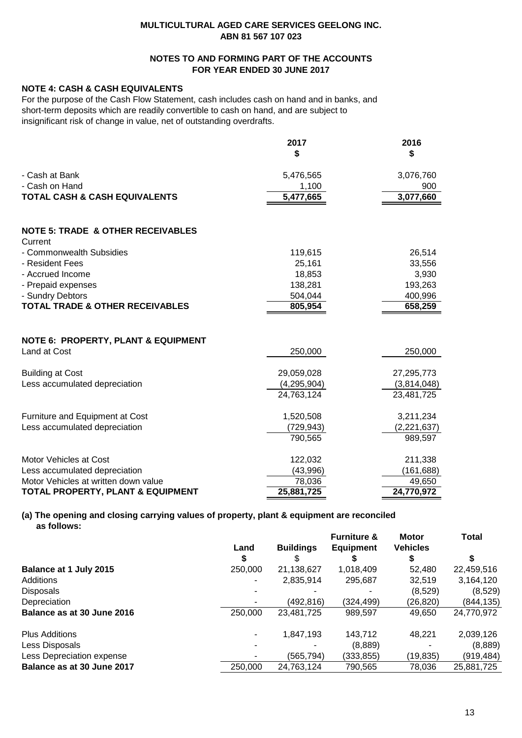**MULTICULTURAL AGED CARE SERVICES GEELONG INC.**
**ABN 81 567 107 023**

**NOTES TO AND FORMING PART OF THE ACCOUNTS**
**FOR YEAR ENDED 30 JUNE 2017**

### NOTE 4: CASH & CASH EQUIVALENTS

For the purpose of the Cash Flow Statement, cash includes cash on hand and in banks, and short-term deposits which are readily convertible to cash on hand, and are subject to insignificant risk of change in value, net of outstanding overdrafts.

| | 2017 $ | 2016 $ |
|---|---|---|
| - Cash at Bank | 5,476,565 | 3,076,760 |
| - Cash on Hand | 1,100 | 900 |
| **TOTAL CASH & CASH EQUIVALENTS** | **5,477,665** | **3,077,660** |

### NOTE 5: TRADE & OTHER RECEIVABLES

| | 2017 $ | 2016 $ |
|---|---|---|
| Current | | |
| - Commonwealth Subsidies | 119,615 | 26,514 |
| - Resident Fees | 25,161 | 33,556 |
| - Accrued Income | 18,853 | 3,930 |
| - Prepaid expenses | 138,281 | 193,263 |
| - Sundry Debtors | 504,044 | 400,996 |
| **TOTAL TRADE & OTHER RECEIVABLES** | **805,954** | **658,259** |

### NOTE 6: PROPERTY, PLANT & EQUIPMENT

| | 2017 $ | 2016 $ |
|---|---|---|
| Land at Cost | 250,000 | 250,000 |
| | | |
| Building at Cost | 29,059,028 | 27,295,773 |
| Less accumulated depreciation | (4,295,904) | (3,814,048) |
| | 24,763,124 | 23,481,725 |
| | | |
| Furniture and Equipment at Cost | 1,520,508 | 3,211,234 |
| Less accumulated depreciation | (729,943) | (2,221,637) |
| | 790,565 | 989,597 |
| | | |
| Motor Vehicles at Cost | 122,032 | 211,338 |
| Less accumulated depreciation | (43,996) | (161,688) |
| Motor Vehicles at written down value | 78,036 | 49,650 |
| **TOTAL PROPERTY, PLANT & EQUIPMENT** | **25,881,725** | **24,770,972** |

**(a) The opening and closing carrying values of property, plant & equipment are reconciled as follows:**

| | Land $ | Buildings $ | Furniture & Equipment $ | Motor Vehicles $ | Total $ |
|---|---|---|---|---|---|
| **Balance at 1 July 2015** | 250,000 | 21,138,627 | 1,018,409 | 52,480 | 22,459,516 |
| Additions | - | 2,835,914 | 295,687 | 32,519 | 3,164,120 |
| Disposals | - | - | - | (8,529) | (8,529) |
| Depreciation | - | (492,816) | (324,499) | (26,820) | (844,135) |
| **Balance as at 30 June 2016** | 250,000 | 23,481,725 | 989,597 | 49,650 | 24,770,972 |
| | | | | | |
| Plus Additions | - | 1,847,193 | 143,712 | 48,221 | 2,039,126 |
| Less Disposals | - | - | (8,889) | - | (8,889) |
| Less Depreciation expense | - | (565,794) | (333,855) | (19,835) | (919,484) |
| **Balance as at 30 June 2017** | 250,000 | 24,763,124 | 790,565 | 78,036 | 25,881,725 |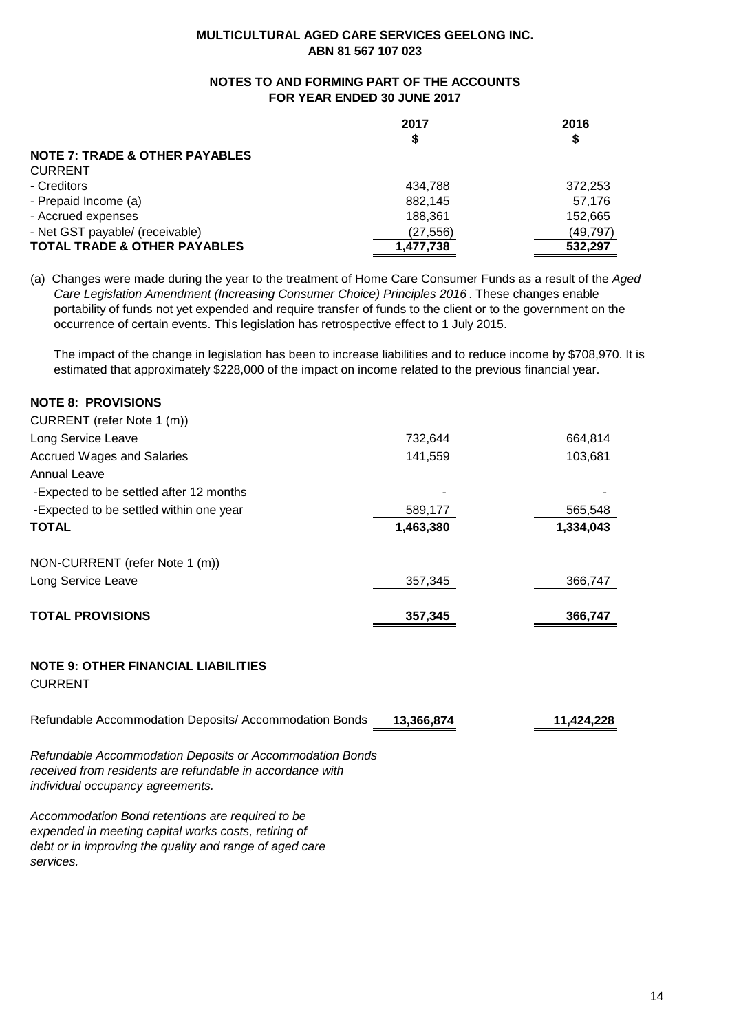**MULTICULTURAL AGED CARE SERVICES GEELONG INC.**
**ABN 81 567 107 023**

**NOTES TO AND FORMING PART OF THE ACCOUNTS**
**FOR YEAR ENDED 30 JUNE 2017**

| | 2017 $ | 2016 $ |
|---|---|---|
| **NOTE 7: TRADE & OTHER PAYABLES** | | |
| CURRENT | | |
| - Creditors | 434,788 | 372,253 |
| - Prepaid Income (a) | 882,145 | 57,176 |
| - Accrued expenses | 188,361 | 152,665 |
| - Net GST payable/ (receivable) | (27,556) | (49,797) |
| **TOTAL TRADE & OTHER PAYABLES** | **1,477,738** | **532,297** |

(a) Changes were made during the year to the treatment of Home Care Consumer Funds as a result of the *Aged Care Legislation Amendment (Increasing Consumer Choice) Principles 2016*. These changes enable portability of funds not yet expended and require transfer of funds to the client or to the government on the occurrence of certain events. This legislation has retrospective effect to 1 July 2015.

The impact of the change in legislation has been to increase liabilities and to reduce income by $708,970. It is estimated that approximately $228,000 of the impact on income related to the previous financial year.

| | 2017 $ | 2016 $ |
|---|---|---|
| **NOTE 8: PROVISIONS** | | |
| CURRENT (refer Note 1 (m)) | | |
| Long Service Leave | 732,644 | 664,814 |
| Accrued Wages and Salaries | 141,559 | 103,681 |
| Annual Leave | | |
| -Expected to be settled after 12 months | - | - |
| -Expected to be settled within one year | 589,177 | 565,548 |
| **TOTAL** | **1,463,380** | **1,334,043** |
| NON-CURRENT (refer Note 1 (m)) | | |
| Long Service Leave | 357,345 | 366,747 |
| **TOTAL PROVISIONS** | **357,345** | **366,747** |

| | 2017 $ | 2016 $ |
|---|---|---|
| **NOTE 9: OTHER FINANCIAL LIABILITIES** | | |
| CURRENT | | |
| Refundable Accommodation Deposits/ Accommodation Bonds | **13,366,874** | **11,424,228** |

*Refundable Accommodation Deposits or Accommodation Bonds received from residents are refundable in accordance with individual occupancy agreements.*

*Accommodation Bond retentions are required to be expended in meeting capital works costs, retiring of debt or in improving the quality and range of aged care services.*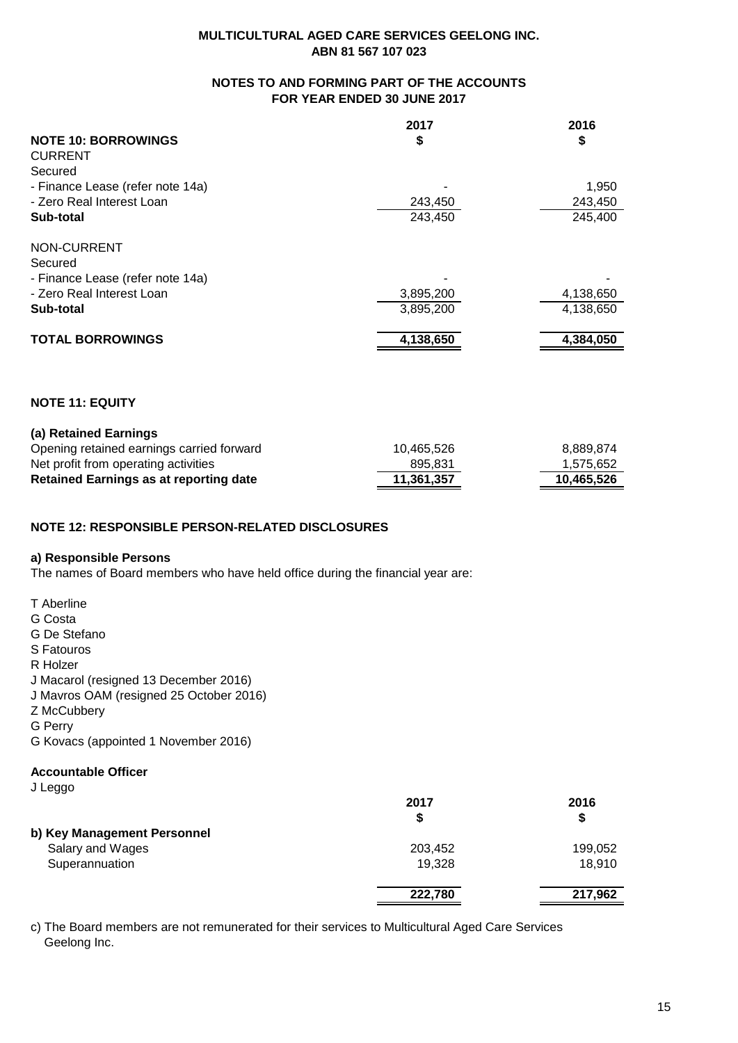**MULTICULTURAL AGED CARE SERVICES GEELONG INC.**
**ABN 81 567 107 023**

**NOTES TO AND FORMING PART OF THE ACCOUNTS**
**FOR YEAR ENDED 30 JUNE 2017**

| **NOTE 10: BORROWINGS** | **2017** **$** | **2016** **$** |
|---|---|---|
| CURRENT | | |
| Secured | | |
| - Finance Lease (refer note 14a) | - | 1,950 |
| - Zero Real Interest Loan | 243,450 | 243,450 |
| **Sub-total** | 243,450 | 245,400 |
| NON-CURRENT | | |
| Secured | | |
| - Finance Lease (refer note 14a) | - | - |
| - Zero Real Interest Loan | 3,895,200 | 4,138,650 |
| **Sub-total** | 3,895,200 | 4,138,650 |
| **TOTAL BORROWINGS** | **4,138,650** | **4,384,050** |

**NOTE 11: EQUITY**

| **(a) Retained Earnings** | | |
|---|---|---|
| Opening retained earnings carried forward | 10,465,526 | 8,889,874 |
| Net profit from operating activities | 895,831 | 1,575,652 |
| **Retained Earnings as at reporting date** | **11,361,357** | **10,465,526** |

**NOTE 12: RESPONSIBLE PERSON-RELATED DISCLOSURES**

**a) Responsible Persons**

The names of Board members who have held office during the financial year are:

T Aberline
G Costa
G De Stefano
S Fatouros
R Holzer
J Macarol (resigned 13 December 2016)
J Mavros OAM (resigned 25 October 2016)
Z McCubbery
G Perry
G Kovacs (appointed 1 November 2016)

**Accountable Officer**

J Leggo

| | **2017** **$** | **2016** **$** |
|---|---|---|
| **b) Key Management Personnel** | | |
| Salary and Wages | 203,452 | 199,052 |
| Superannuation | 19,328 | 18,910 |
| | **222,780** | **217,962** |

c) The Board members are not remunerated for their services to Multicultural Aged Care Services Geelong Inc.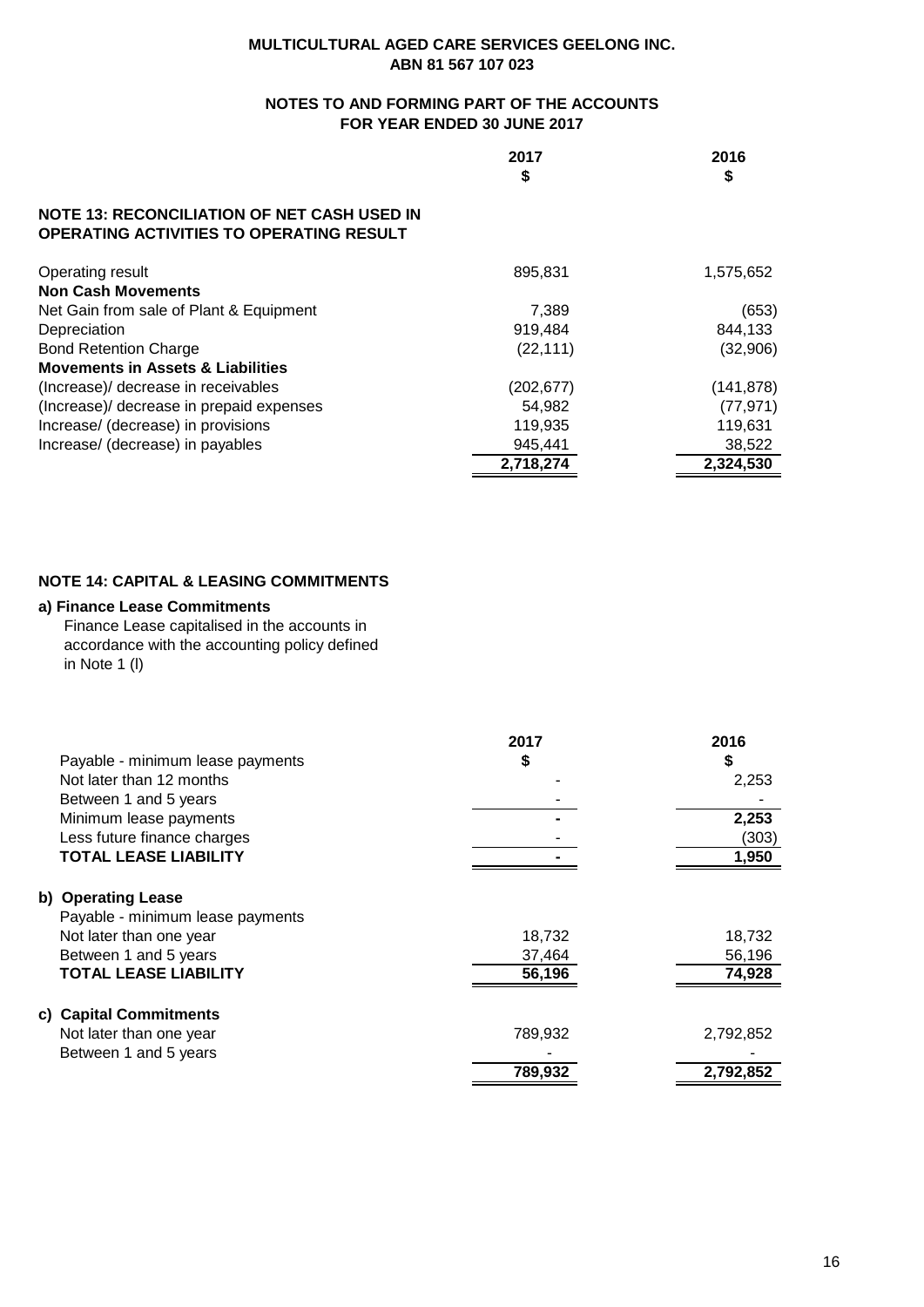**MULTICULTURAL AGED CARE SERVICES GEELONG INC.**
**ABN 81 567 107 023**

**NOTES TO AND FORMING PART OF THE ACCOUNTS**
**FOR YEAR ENDED 30 JUNE 2017**

## NOTE 13: RECONCILIATION OF NET CASH USED IN OPERATING ACTIVITIES TO OPERATING RESULT

| | 2017<br>$ | 2016<br>$ |
|---|---|---|
| Operating result | 895,831 | 1,575,652 |
| **Non Cash Movements** | | |
| Net Gain from sale of Plant & Equipment | 7,389 | (653) |
| Depreciation | 919,484 | 844,133 |
| Bond Retention Charge | (22,111) | (32,906) |
| **Movements in Assets & Liabilities** | | |
| (Increase)/ decrease in receivables | (202,677) | (141,878) |
| (Increase)/ decrease in prepaid expenses | 54,982 | (77,971) |
| Increase/ (decrease) in provisions | 119,935 | 119,631 |
| Increase/ (decrease) in payables | 945,441 | 38,522 |
| | **2,718,274** | **2,324,530** |

## NOTE 14: CAPITAL & LEASING COMMITMENTS

**a) Finance Lease Commitments**

Finance Lease capitalised in the accounts in accordance with the accounting policy defined in Note 1 (l)

| | 2017 | 2016 |
|---|---|---|
| Payable - minimum lease payments | $ | $ |
| Not later than 12 months | - | 2,253 |
| Between 1 and 5 years | - | - |
| Minimum lease payments | **-** | **2,253** |
| Less future finance charges | - | (303) |
| **TOTAL LEASE LIABILITY** | **-** | **1,950** |

**b) Operating Lease**

| | 2017 | 2016 |
|---|---|---|
| Payable - minimum lease payments | | |
| Not later than one year | 18,732 | 18,732 |
| Between 1 and 5 years | 37,464 | 56,196 |
| **TOTAL LEASE LIABILITY** | **56,196** | **74,928** |

**c) Capital Commitments**

| | 2017 | 2016 |
|---|---|---|
| Not later than one year | 789,932 | 2,792,852 |
| Between 1 and 5 years | - | - |
| | **789,932** | **2,792,852** |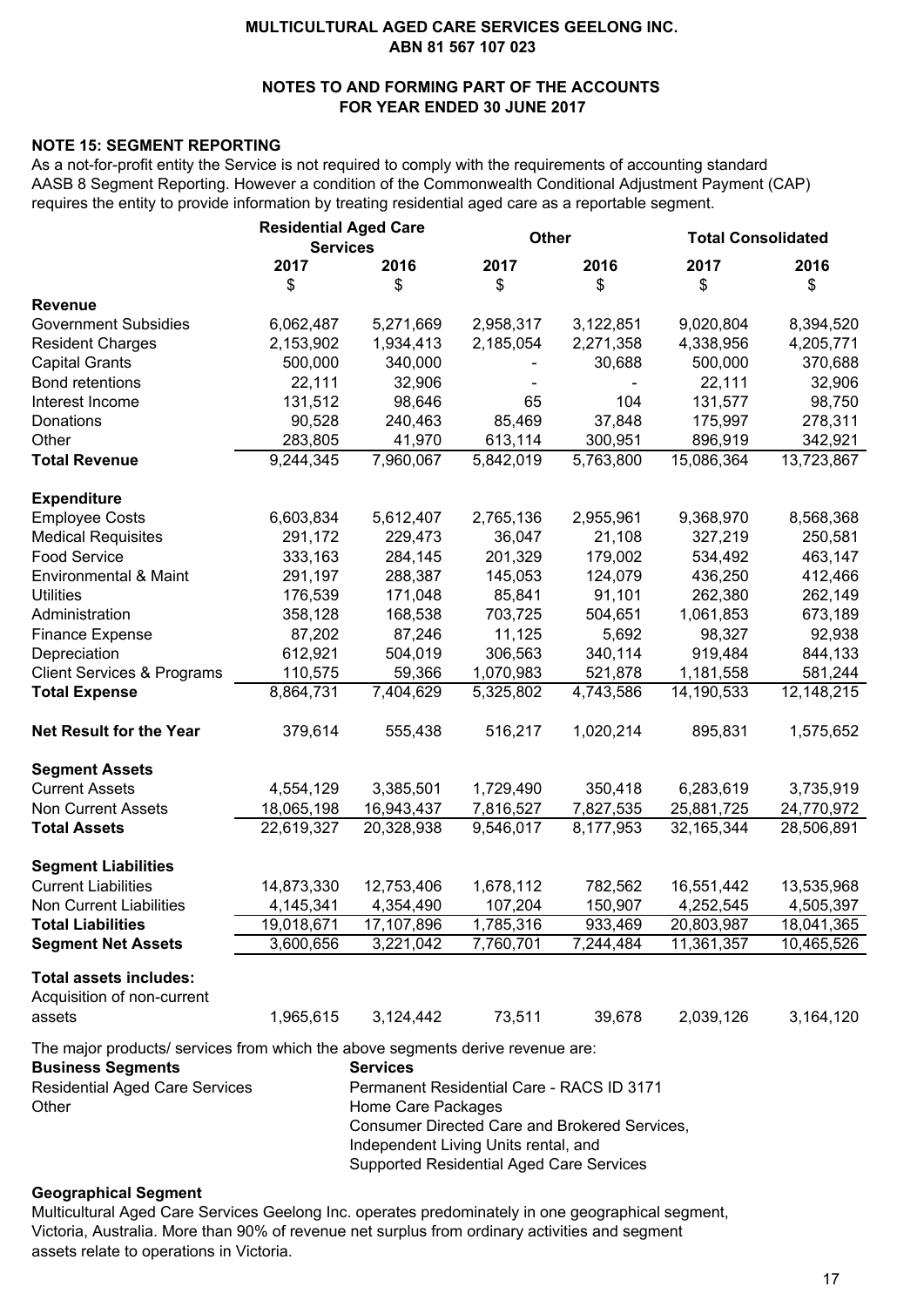**MULTICULTURAL AGED CARE SERVICES GEELONG INC.**
**ABN 81 567 107 023**

**NOTES TO AND FORMING PART OF THE ACCOUNTS**
**FOR YEAR ENDED 30 JUNE 2017**

### NOTE 15: SEGMENT REPORTING

As a not-for-profit entity the Service is not required to comply with the requirements of accounting standard AASB 8 Segment Reporting. However a condition of the Commonwealth Conditional Adjustment Payment (CAP) requires the entity to provide information by treating residential aged care as a reportable segment.

| | Residential Aged Care Services | | Other | | Total Consolidated | |
|---|---|---|---|---|---|---|
| | 2017 | 2016 | 2017 | 2016 | 2017 | 2016 |
| | $ | $ | $ | $ | $ | $ |
| **Revenue** | | | | | | |
| Government Subsidies | 6,062,487 | 5,271,669 | 2,958,317 | 3,122,851 | 9,020,804 | 8,394,520 |
| Resident Charges | 2,153,902 | 1,934,413 | 2,185,054 | 2,271,358 | 4,338,956 | 4,205,771 |
| Capital Grants | 500,000 | 340,000 | - | 30,688 | 500,000 | 370,688 |
| Bond retentions | 22,111 | 32,906 | - | - | 22,111 | 32,906 |
| Interest Income | 131,512 | 98,646 | 65 | 104 | 131,577 | 98,750 |
| Donations | 90,528 | 240,463 | 85,469 | 37,848 | 175,997 | 278,311 |
| Other | 283,805 | 41,970 | 613,114 | 300,951 | 896,919 | 342,921 |
| **Total Revenue** | 9,244,345 | 7,960,067 | 5,842,019 | 5,763,800 | 15,086,364 | 13,723,867 |
| **Expenditure** | | | | | | |
| Employee Costs | 6,603,834 | 5,612,407 | 2,765,136 | 2,955,961 | 9,368,970 | 8,568,368 |
| Medical Requisites | 291,172 | 229,473 | 36,047 | 21,108 | 327,219 | 250,581 |
| Food Service | 333,163 | 284,145 | 201,329 | 179,002 | 534,492 | 463,147 |
| Environmental & Maint | 291,197 | 288,387 | 145,053 | 124,079 | 436,250 | 412,466 |
| Utilities | 176,539 | 171,048 | 85,841 | 91,101 | 262,380 | 262,149 |
| Administration | 358,128 | 168,538 | 703,725 | 504,651 | 1,061,853 | 673,189 |
| Finance Expense | 87,202 | 87,246 | 11,125 | 5,692 | 98,327 | 92,938 |
| Depreciation | 612,921 | 504,019 | 306,563 | 340,114 | 919,484 | 844,133 |
| Client Services & Programs | 110,575 | 59,366 | 1,070,983 | 521,878 | 1,181,558 | 581,244 |
| **Total Expense** | 8,864,731 | 7,404,629 | 5,325,802 | 4,743,586 | 14,190,533 | 12,148,215 |
| **Net Result for the Year** | 379,614 | 555,438 | 516,217 | 1,020,214 | 895,831 | 1,575,652 |
| **Segment Assets** | | | | | | |
| Current Assets | 4,554,129 | 3,385,501 | 1,729,490 | 350,418 | 6,283,619 | 3,735,919 |
| Non Current Assets | 18,065,198 | 16,943,437 | 7,816,527 | 7,827,535 | 25,881,725 | 24,770,972 |
| **Total Assets** | 22,619,327 | 20,328,938 | 9,546,017 | 8,177,953 | 32,165,344 | 28,506,891 |
| **Segment Liabilities** | | | | | | |
| Current Liabilities | 14,873,330 | 12,753,406 | 1,678,112 | 782,562 | 16,551,442 | 13,535,968 |
| Non Current Liabilities | 4,145,341 | 4,354,490 | 107,204 | 150,907 | 4,252,545 | 4,505,397 |
| **Total Liabilities** | 19,018,671 | 17,107,896 | 1,785,316 | 933,469 | 20,803,987 | 18,041,365 |
| **Segment Net Assets** | 3,600,656 | 3,221,042 | 7,760,701 | 7,244,484 | 11,361,357 | 10,465,526 |
| **Total assets includes:** | | | | | | |
| Acquisition of non-current assets | 1,965,615 | 3,124,442 | 73,511 | 39,678 | 2,039,126 | 3,164,120 |

The major products/ services from which the above segments derive revenue are:

| Business Segments | Services |
|---|---|
| Residential Aged Care Services | Permanent Residential Care - RACS ID 3171 |
| Other | Home Care Packages<br>Consumer Directed Care and Brokered Services,<br>Independent Living Units rental, and<br>Supported Residential Aged Care Services |

**Geographical Segment**

Multicultural Aged Care Services Geelong Inc. operates predominately in one geographical segment, Victoria, Australia. More than 90% of revenue net surplus from ordinary activities and segment assets relate to operations in Victoria.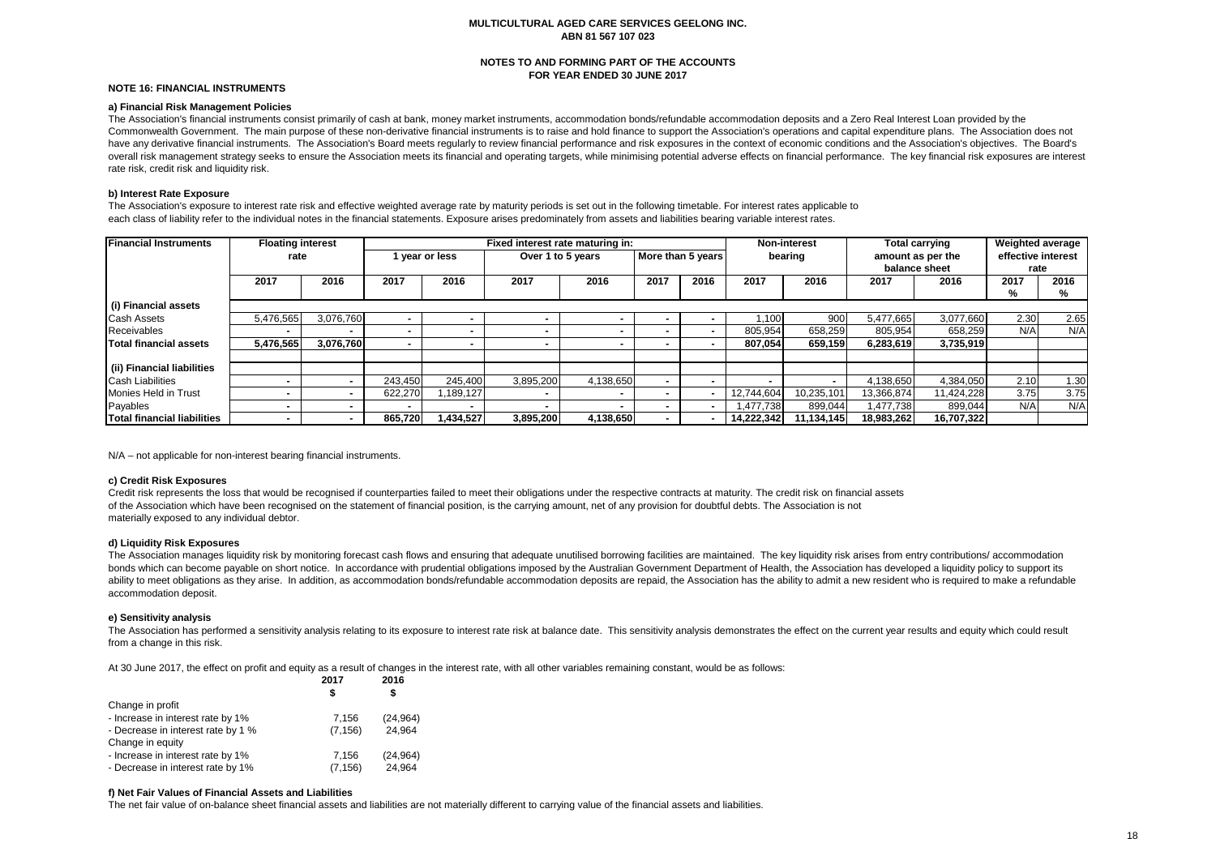**MULTICULTURAL AGED CARE SERVICES GEELONG INC.**
**ABN 81 567 107 023**

**NOTES TO AND FORMING PART OF THE ACCOUNTS**
**FOR YEAR ENDED 30 JUNE 2017**

### NOTE 16: FINANCIAL INSTRUMENTS

**a) Financial Risk Management Policies**

The Association's financial instruments consist primarily of cash at bank, money market instruments, accommodation bonds/refundable accommodation deposits and a Zero Real Interest Loan provided by the Commonwealth Government. The main purpose of these non-derivative financial instruments is to raise and hold finance to support the Association's operations and capital expenditure plans. The Association does not have any derivative financial instruments. The Association's Board meets regularly to review financial performance and risk exposures in the context of economic conditions and the Association's objectives. The Board's overall risk management strategy seeks to ensure the Association meets its financial and operating targets, while minimising potential adverse effects on financial performance. The key financial risk exposures are interest rate risk, credit risk and liquidity risk.

**b) Interest Rate Exposure**

The Association's exposure to interest rate risk and effective weighted average rate by maturity periods is set out in the following timetable. For interest rates applicable to each class of liability refer to the individual notes in the financial statements. Exposure arises predominately from assets and liabilities bearing variable interest rates.

| Financial Instruments | Floating interest rate | | Fixed interest rate maturing in: | | | | | | Non-interest bearing | | Total carrying amount as per the balance sheet | | Weighted average effective interest rate | |
|---|---|---|---|---|---|---|---|---|---|---|---|---|---|---|
| | | | 1 year or less | | Over 1 to 5 years | | More than 5 years | | | | | | | |
| | 2017 | 2016 | 2017 | 2016 | 2017 | 2016 | 2017 | 2016 | 2017 | 2016 | 2017 | 2016 | 2017 % | 2016 % |
| **(i) Financial assets** | | | | | | | | | | | | | | |
| Cash Assets | 5,476,565 | 3,076,760 | - | - | - | - | - | - | 1,100 | 900 | 5,477,665 | 3,077,660 | 2.30 | 2.65 |
| Receivables | - | - | - | - | - | - | - | - | 805,954 | 658,259 | 805,954 | 658,259 | N/A | N/A |
| **Total financial assets** | **5,476,565** | **3,076,760** | - | - | - | - | - | - | **807,054** | **659,159** | **6,283,619** | **3,735,919** | | |
| **(ii) Financial liabilities** | | | | | | | | | | | | | | |
| Cash Liabilities | - | - | 243,450 | 245,400 | 3,895,200 | 4,138,650 | - | - | - | - | 4,138,650 | 4,384,050 | 2.10 | 1.30 |
| Monies Held in Trust | - | - | 622,270 | 1,189,127 | - | - | - | - | 12,744,604 | 10,235,101 | 13,366,874 | 11,424,228 | 3.75 | 3.75 |
| Payables | - | - | - | - | - | - | - | - | 1,477,738 | 899,044 | 1,477,738 | 899,044 | N/A | N/A |
| **Total financial liabilities** | - | - | **865,720** | **1,434,527** | **3,895,200** | **4,138,650** | - | - | **14,222,342** | **11,134,145** | **18,983,262** | **16,707,322** | | |

N/A – not applicable for non-interest bearing financial instruments.

**c) Credit Risk Exposures**

Credit risk represents the loss that would be recognised if counterparties failed to meet their obligations under the respective contracts at maturity. The credit risk on financial assets of the Association which have been recognised on the statement of financial position, is the carrying amount, net of any provision for doubtful debts. The Association is not materially exposed to any individual debtor.

**d) Liquidity Risk Exposures**

The Association manages liquidity risk by monitoring forecast cash flows and ensuring that adequate unutilised borrowing facilities are maintained. The key liquidity risk arises from entry contributions/ accommodation bonds which can become payable on short notice. In accordance with prudential obligations imposed by the Australian Government Department of Health, the Association has developed a liquidity policy to support its ability to meet obligations as they arise. In addition, as accommodation bonds/refundable accommodation deposits are repaid, the Association has the ability to admit a new resident who is required to make a refundable accommodation deposit.

**e) Sensitivity analysis**

The Association has performed a sensitivity analysis relating to its exposure to interest rate risk at balance date. This sensitivity analysis demonstrates the effect on the current year results and equity which could result from a change in this risk.

At 30 June 2017, the effect on profit and equity as a result of changes in the interest rate, with all other variables remaining constant, would be as follows:

| | 2017 $ | 2016 $ |
|---|---|---|
| Change in profit | | |
| - Increase in interest rate by 1% | 7,156 | (24,964) |
| - Decrease in interest rate by 1 % | (7,156) | 24,964 |
| Change in equity | | |
| - Increase in interest rate by 1% | 7,156 | (24,964) |
| - Decrease in interest rate by 1% | (7,156) | 24,964 |

**f) Net Fair Values of Financial Assets and Liabilities**

The net fair value of on-balance sheet financial assets and liabilities are not materially different to carrying value of the financial assets and liabilities.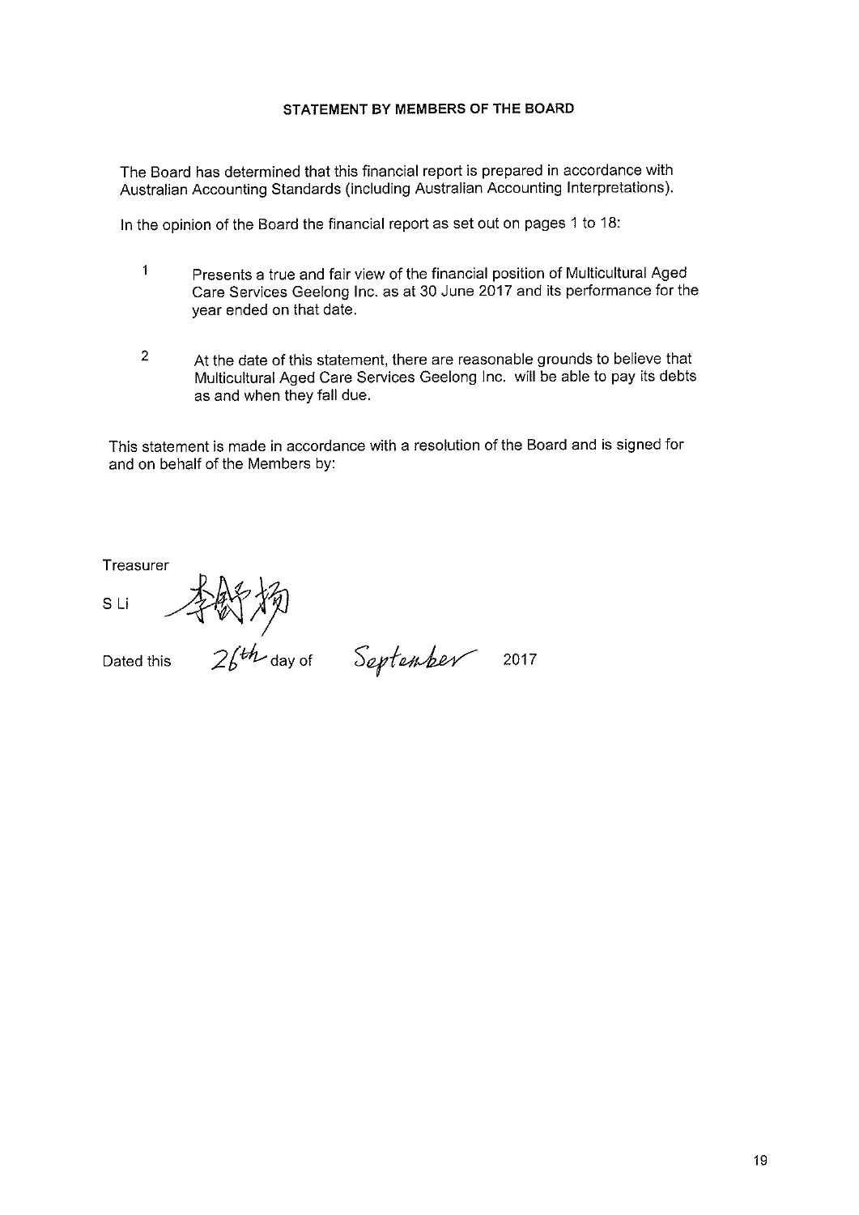## STATEMENT BY MEMBERS OF THE BOARD

The Board has determined that this financial report is prepared in accordance with Australian Accounting Standards (including Australian Accounting Interpretations).

In the opinion of the Board the financial report as set out on pages 1 to 18:

1. Presents a true and fair view of the financial position of Multicultural Aged Care Services Geelong Inc. as at 30 June 2017 and its performance for the year ended on that date.

2. At the date of this statement, there are reasonable grounds to believe that Multicultural Aged Care Services Geelong Inc. will be able to pay its debts as and when they fall due.

This statement is made in accordance with a resolution of the Board and is signed for and on behalf of the Members by:

Treasurer

S Li 李舒扬

Dated this 26th day of September 2017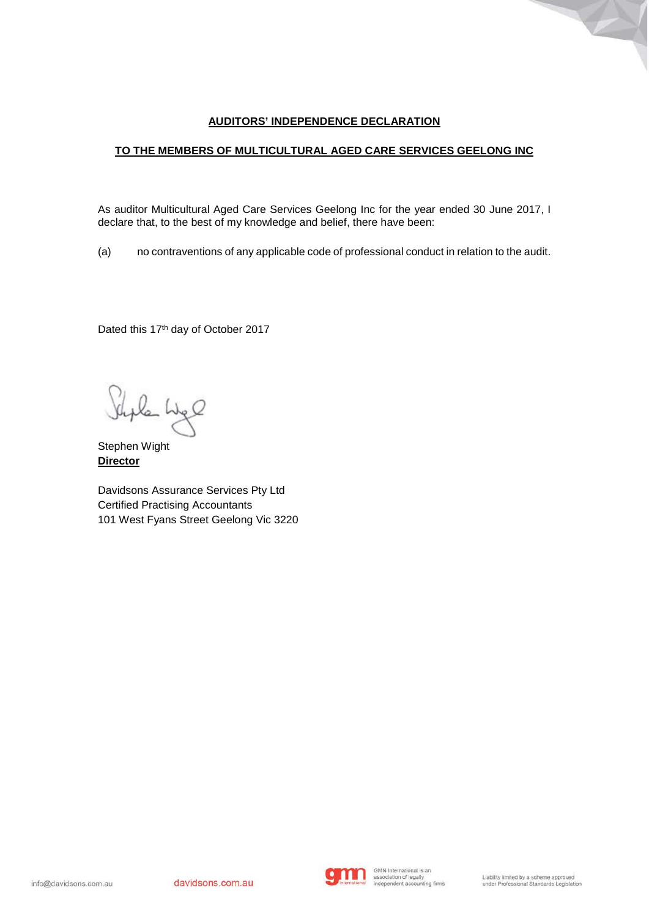**AUDITORS' INDEPENDENCE DECLARATION**

**TO THE MEMBERS OF MULTICULTURAL AGED CARE SERVICES GEELONG INC**

As auditor Multicultural Aged Care Services Geelong Inc for the year ended 30 June 2017, I declare that, to the best of my knowledge and belief, there have been:

(a) no contraventions of any applicable code of professional conduct in relation to the audit.

Dated this 17th day of October 2017

Stephen Wight
**Director**

Davidsons Assurance Services Pty Ltd
Certified Practising Accountants
101 West Fyans Street Geelong Vic 3220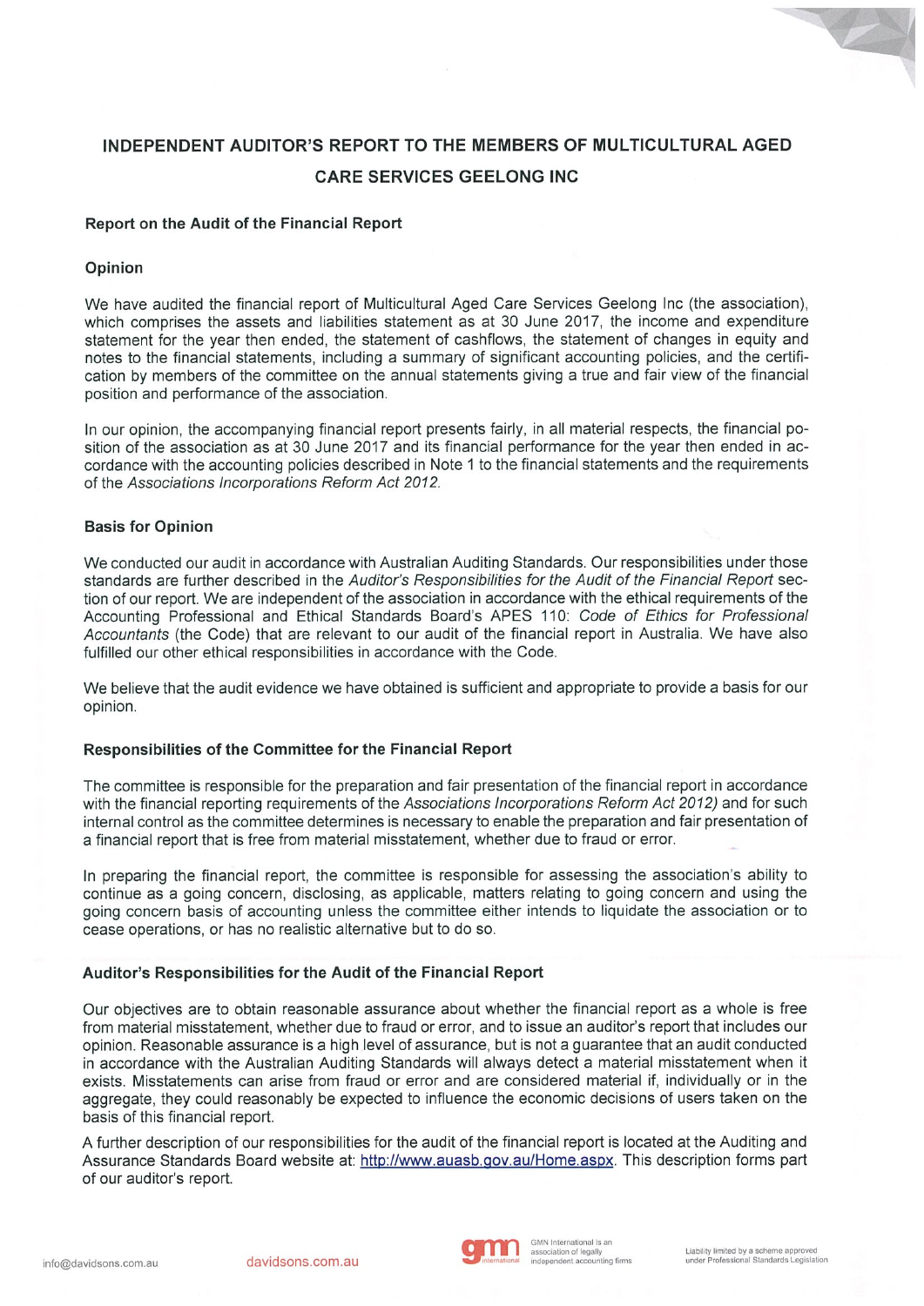# INDEPENDENT AUDITOR'S REPORT TO THE MEMBERS OF MULTICULTURAL AGED CARE SERVICES GEELONG INC

## Report on the Audit of the Financial Report

### Opinion

We have audited the financial report of Multicultural Aged Care Services Geelong Inc (the association), which comprises the assets and liabilities statement as at 30 June 2017, the income and expenditure statement for the year then ended, the statement of cashflows, the statement of changes in equity and notes to the financial statements, including a summary of significant accounting policies, and the certification by members of the committee on the annual statements giving a true and fair view of the financial position and performance of the association.

In our opinion, the accompanying financial report presents fairly, in all material respects, the financial position of the association as at 30 June 2017 and its financial performance for the year then ended in accordance with the accounting policies described in Note 1 to the financial statements and the requirements of the *Associations Incorporations Reform Act 2012.*

### Basis for Opinion

We conducted our audit in accordance with Australian Auditing Standards. Our responsibilities under those standards are further described in the *Auditor's Responsibilities for the Audit of the Financial Report* section of our report. We are independent of the association in accordance with the ethical requirements of the Accounting Professional and Ethical Standards Board's APES 110: *Code of Ethics for Professional Accountants* (the Code) that are relevant to our audit of the financial report in Australia. We have also fulfilled our other ethical responsibilities in accordance with the Code.

We believe that the audit evidence we have obtained is sufficient and appropriate to provide a basis for our opinion.

### Responsibilities of the Committee for the Financial Report

The committee is responsible for the preparation and fair presentation of the financial report in accordance with the financial reporting requirements of the *Associations Incorporations Reform Act 2012)* and for such internal control as the committee determines is necessary to enable the preparation and fair presentation of a financial report that is free from material misstatement, whether due to fraud or error.

In preparing the financial report, the committee is responsible for assessing the association's ability to continue as a going concern, disclosing, as applicable, matters relating to going concern and using the going concern basis of accounting unless the committee either intends to liquidate the association or to cease operations, or has no realistic alternative but to do so.

### Auditor's Responsibilities for the Audit of the Financial Report

Our objectives are to obtain reasonable assurance about whether the financial report as a whole is free from material misstatement, whether due to fraud or error, and to issue an auditor's report that includes our opinion. Reasonable assurance is a high level of assurance, but is not a guarantee that an audit conducted in accordance with the Australian Auditing Standards will always detect a material misstatement when it exists. Misstatements can arise from fraud or error and are considered material if, individually or in the aggregate, they could reasonably be expected to influence the economic decisions of users taken on the basis of this financial report.

A further description of our responsibilities for the audit of the financial report is located at the Auditing and Assurance Standards Board website at: http://www.auasb.gov.au/Home.aspx. This description forms part of our auditor's report.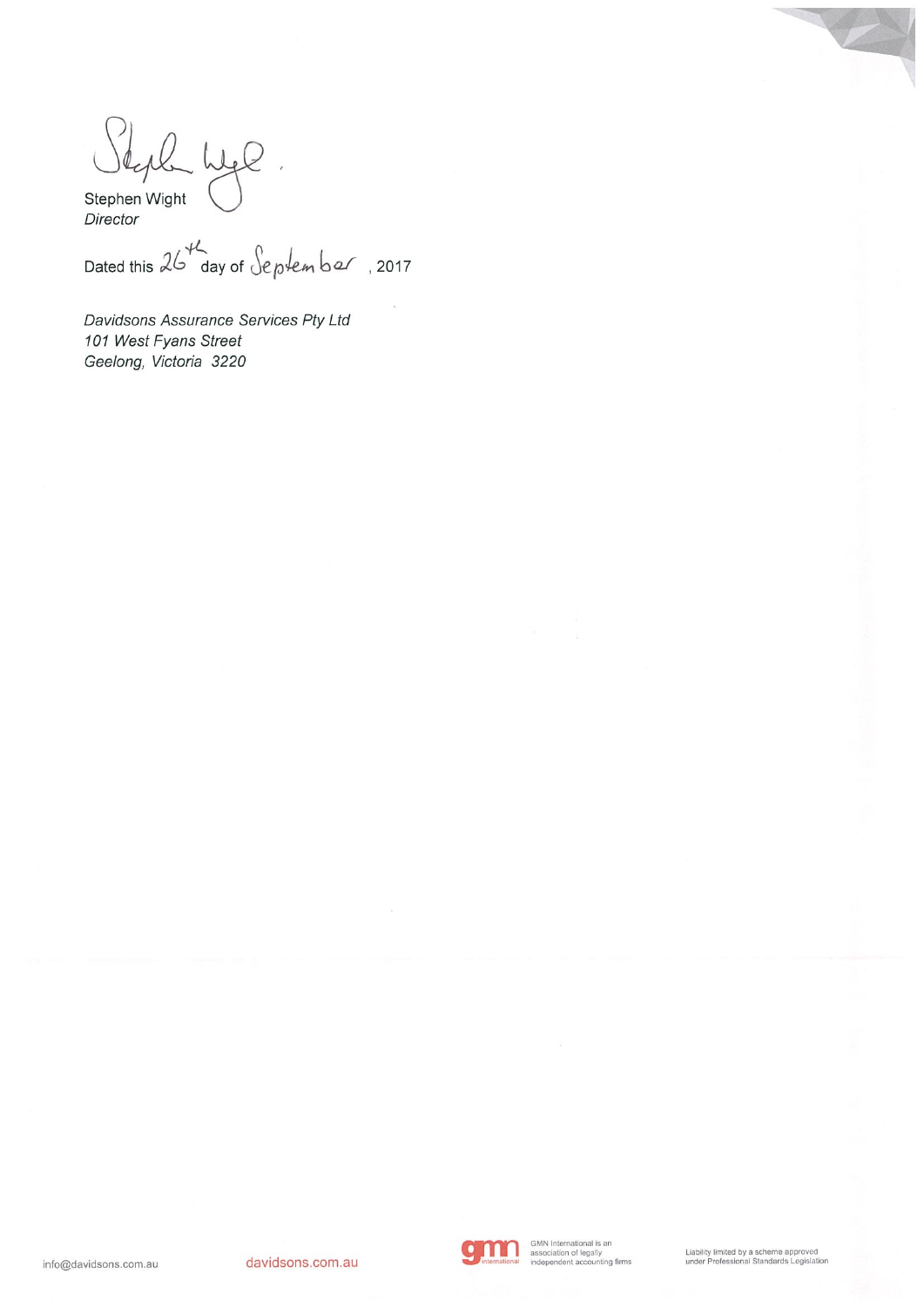Stephen Wight
*Director*

Dated this 26th day of September, 2017

*Davidsons Assurance Services Pty Ltd*
*101 West Fyans Street*
*Geelong, Victoria 3220*